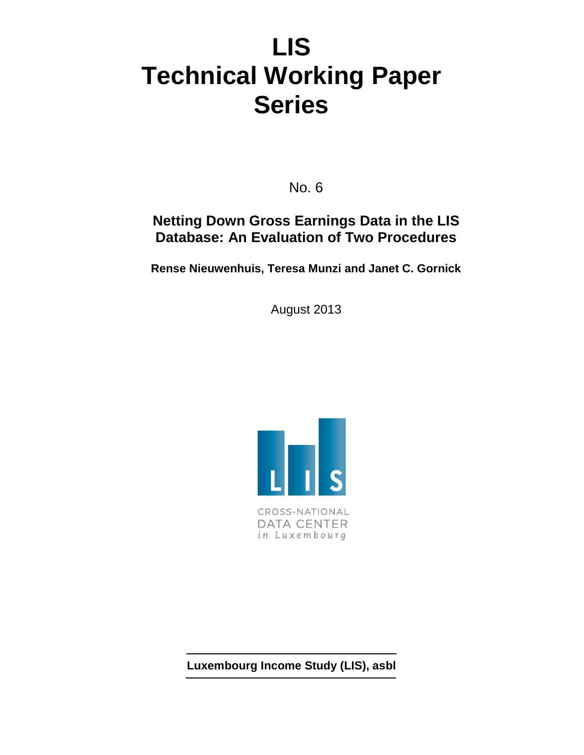# LIS Technical Working Paper Series

No. 6

## Netting Down Gross Earnings Data in the LIS Database: An Evaluation of Two Procedures

**Rense Nieuwenhuis, Teresa Munzi and Janet C. Gornick**

August 2013

CROSS-NATIONAL DATA CENTER *in Luxembourg*

**Luxembourg Income Study (LIS), asbl**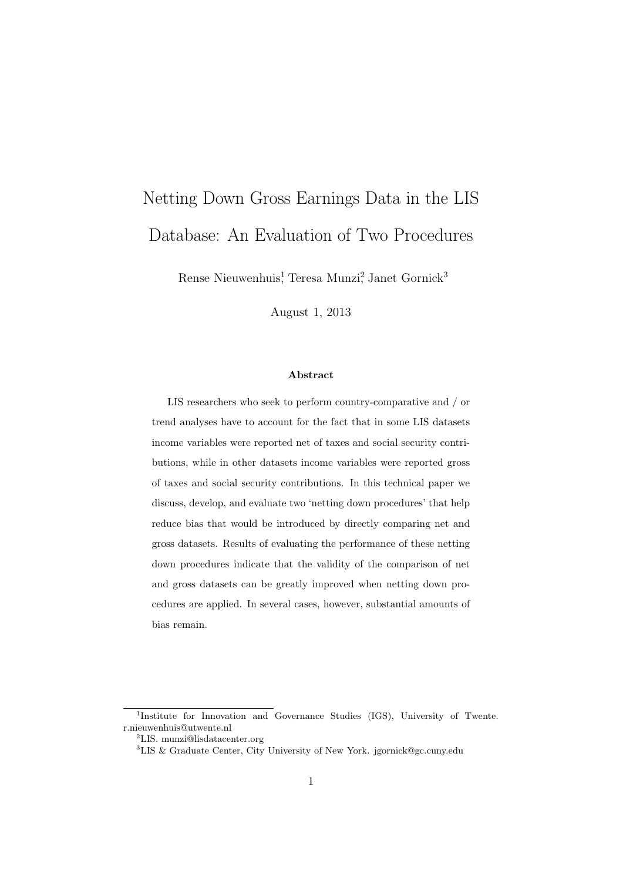# Netting Down Gross Earnings Data in the LIS Database: An Evaluation of Two Procedures

Rense Nieuwenhuis[1], Teresa Munzi[2], Janet Gornick[3]

August 1, 2013

**Abstract**

LIS researchers who seek to perform country-comparative and / or trend analyses have to account for the fact that in some LIS datasets income variables were reported net of taxes and social security contributions, while in other datasets income variables were reported gross of taxes and social security contributions. In this technical paper we discuss, develop, and evaluate two 'netting down procedures' that help reduce bias that would be introduced by directly comparing net and gross datasets. Results of evaluating the performance of these netting down procedures indicate that the validity of the comparison of net and gross datasets can be greatly improved when netting down procedures are applied. In several cases, however, substantial amounts of bias remain.

[1]Institute for Innovation and Governance Studies (IGS), University of Twente. r.nieuwenhuis@utwente.nl

[2]LIS. munzi@lisdatacenter.org

[3]LIS & Graduate Center, City University of New York. jgornick@gc.cuny.edu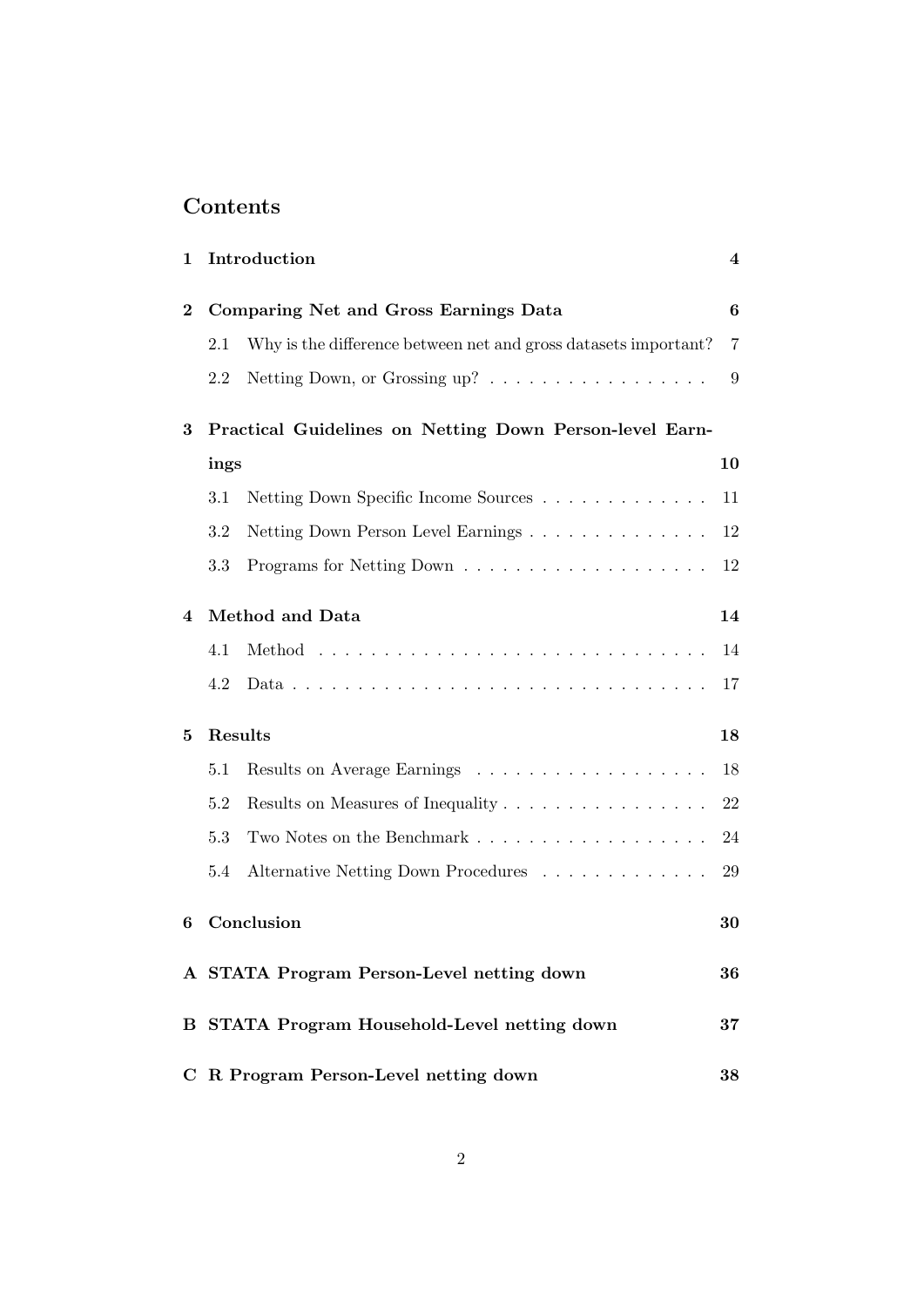# Contents

**1 Introduction** **4**

**2 Comparing Net and Gross Earnings Data** **6**

- 2.1 Why is the difference between net and gross datasets important? 7
- 2.2 Netting Down, or Grossing up? 9

**3 Practical Guidelines on Netting Down Person-level Earnings** **10**

- 3.1 Netting Down Specific Income Sources 11
- 3.2 Netting Down Person Level Earnings 12
- 3.3 Programs for Netting Down 12

**4 Method and Data** **14**

- 4.1 Method 14
- 4.2 Data 17

**5 Results** **18**

- 5.1 Results on Average Earnings 18
- 5.2 Results on Measures of Inequality 22
- 5.3 Two Notes on the Benchmark 24
- 5.4 Alternative Netting Down Procedures 29

**6 Conclusion** **30**

**A STATA Program Person-Level netting down** **36**

**B STATA Program Household-Level netting down** **37**

**C R Program Person-Level netting down** **38**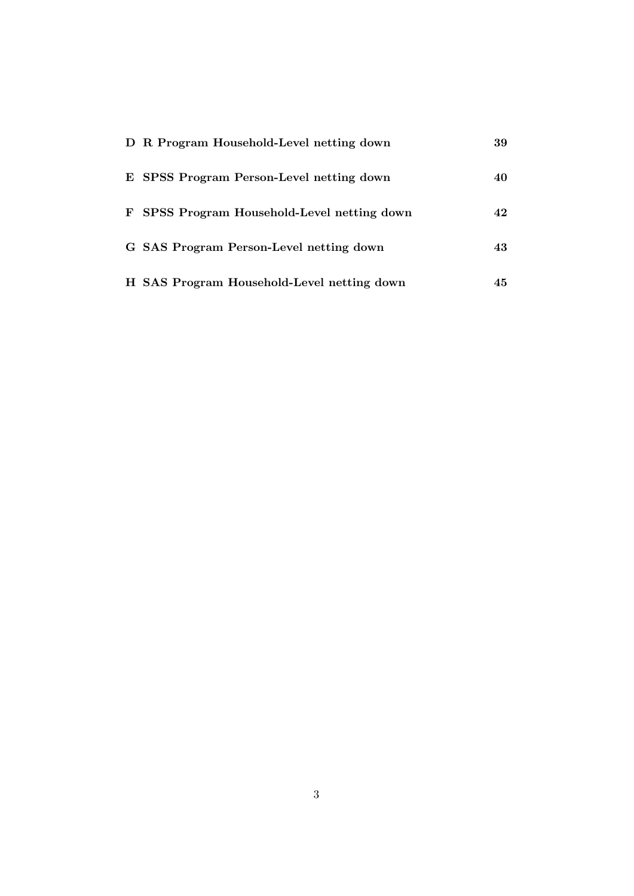**D R Program Household-Level netting down** **39**

**E SPSS Program Person-Level netting down** **40**

**F SPSS Program Household-Level netting down** **42**

**G SAS Program Person-Level netting down** **43**

**H SAS Program Household-Level netting down** **45**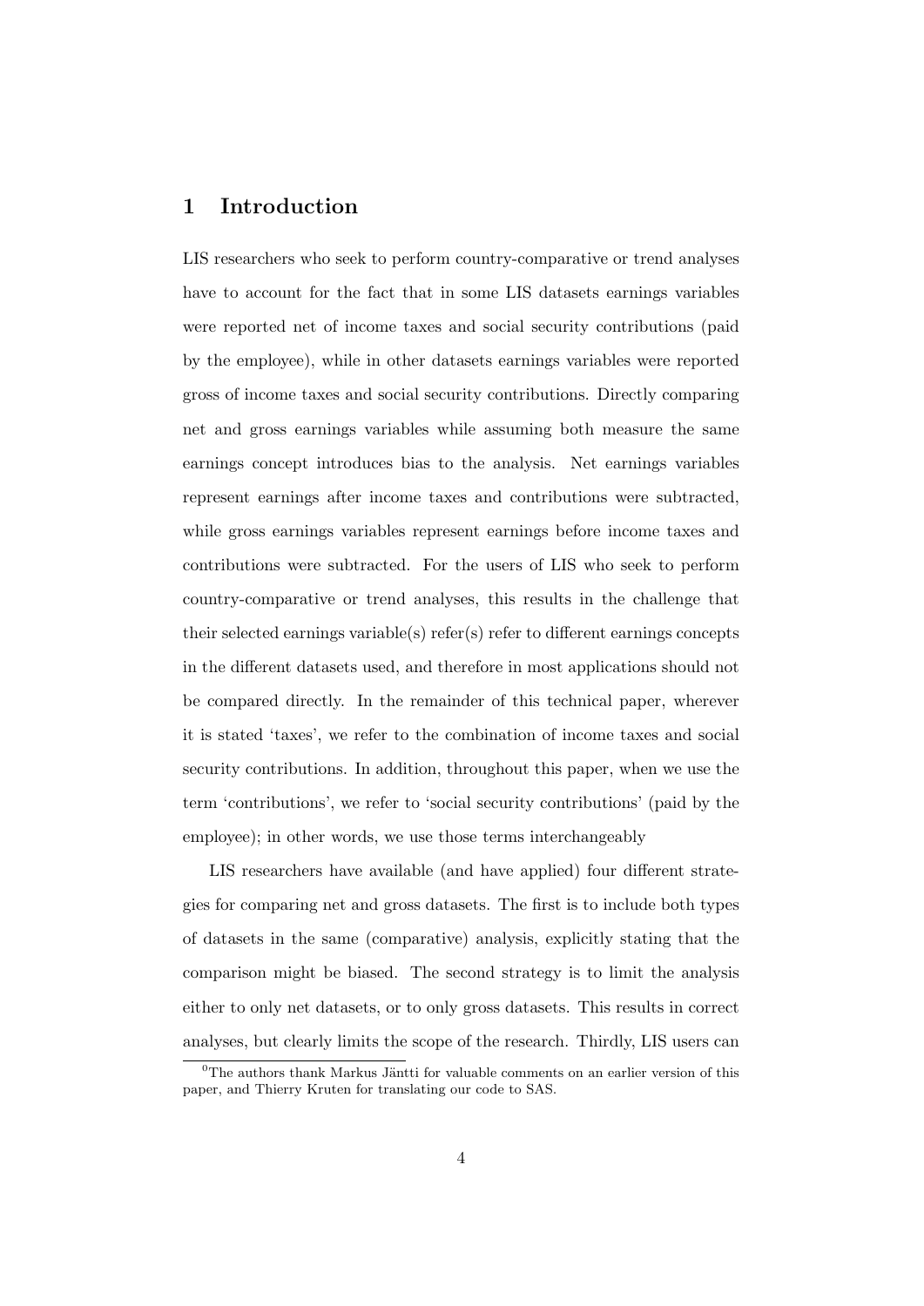## 1 Introduction

LIS researchers who seek to perform country-comparative or trend analyses have to account for the fact that in some LIS datasets earnings variables were reported net of income taxes and social security contributions (paid by the employee), while in other datasets earnings variables were reported gross of income taxes and social security contributions. Directly comparing net and gross earnings variables while assuming both measure the same earnings concept introduces bias to the analysis. Net earnings variables represent earnings after income taxes and contributions were subtracted, while gross earnings variables represent earnings before income taxes and contributions were subtracted. For the users of LIS who seek to perform country-comparative or trend analyses, this results in the challenge that their selected earnings variable(s) refer(s) refer to different earnings concepts in the different datasets used, and therefore in most applications should not be compared directly. In the remainder of this technical paper, wherever it is stated 'taxes', we refer to the combination of income taxes and social security contributions. In addition, throughout this paper, when we use the term 'contributions', we refer to 'social security contributions' (paid by the employee); in other words, we use those terms interchangeably

LIS researchers have available (and have applied) four different strategies for comparing net and gross datasets. The first is to include both types of datasets in the same (comparative) analysis, explicitly stating that the comparison might be biased. The second strategy is to limit the analysis either to only net datasets, or to only gross datasets. This results in correct analyses, but clearly limits the scope of the research. Thirdly, LIS users can

[0]The authors thank Markus Jäntti for valuable comments on an earlier version of this paper, and Thierry Kruten for translating our code to SAS.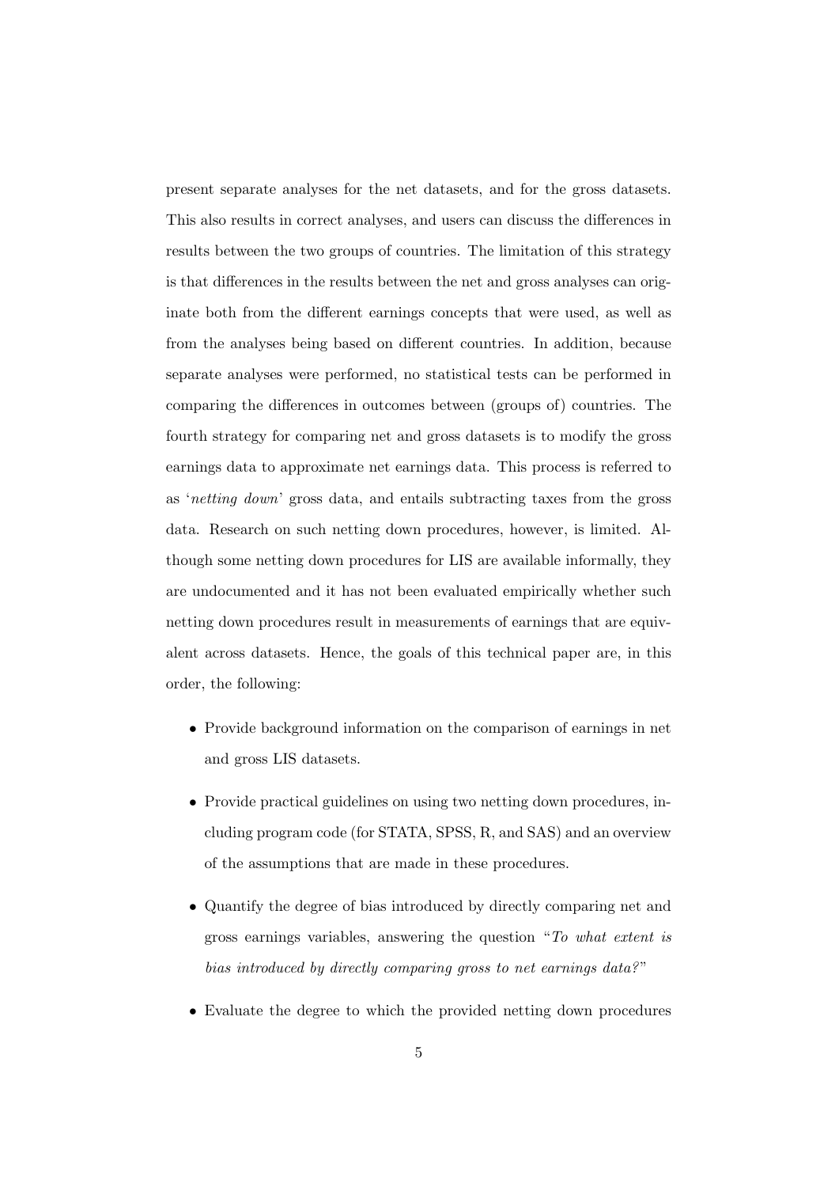present separate analyses for the net datasets, and for the gross datasets. This also results in correct analyses, and users can discuss the differences in results between the two groups of countries. The limitation of this strategy is that differences in the results between the net and gross analyses can originate both from the different earnings concepts that were used, as well as from the analyses being based on different countries. In addition, because separate analyses were performed, no statistical tests can be performed in comparing the differences in outcomes between (groups of) countries. The fourth strategy for comparing net and gross datasets is to modify the gross earnings data to approximate net earnings data. This process is referred to as '*netting down*' gross data, and entails subtracting taxes from the gross data. Research on such netting down procedures, however, is limited. Although some netting down procedures for LIS are available informally, they are undocumented and it has not been evaluated empirically whether such netting down procedures result in measurements of earnings that are equivalent across datasets. Hence, the goals of this technical paper are, in this order, the following:

- Provide background information on the comparison of earnings in net and gross LIS datasets.
- Provide practical guidelines on using two netting down procedures, including program code (for STATA, SPSS, R, and SAS) and an overview of the assumptions that are made in these procedures.
- Quantify the degree of bias introduced by directly comparing net and gross earnings variables, answering the question "*To what extent is bias introduced by directly comparing gross to net earnings data?*"
- Evaluate the degree to which the provided netting down procedures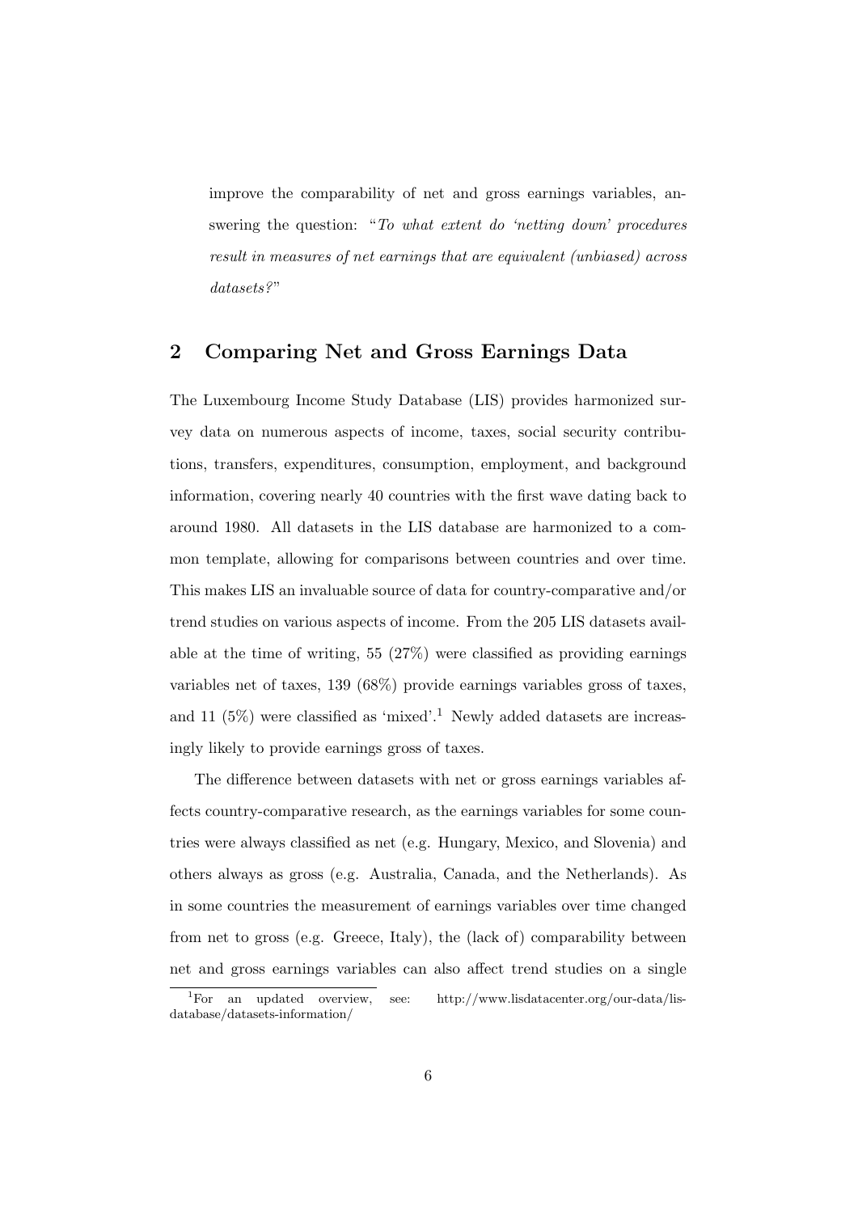improve the comparability of net and gross earnings variables, answering the question: "*To what extent do 'netting down' procedures result in measures of net earnings that are equivalent (unbiased) across datasets?*"

## 2 Comparing Net and Gross Earnings Data

The Luxembourg Income Study Database (LIS) provides harmonized survey data on numerous aspects of income, taxes, social security contributions, transfers, expenditures, consumption, employment, and background information, covering nearly 40 countries with the first wave dating back to around 1980. All datasets in the LIS database are harmonized to a common template, allowing for comparisons between countries and over time. This makes LIS an invaluable source of data for country-comparative and/or trend studies on various aspects of income. From the 205 LIS datasets available at the time of writing, 55 (27%) were classified as providing earnings variables net of taxes, 139 (68%) provide earnings variables gross of taxes, and 11 (5%) were classified as 'mixed'.[1] Newly added datasets are increasingly likely to provide earnings gross of taxes.

The difference between datasets with net or gross earnings variables affects country-comparative research, as the earnings variables for some countries were always classified as net (e.g. Hungary, Mexico, and Slovenia) and others always as gross (e.g. Australia, Canada, and the Netherlands). As in some countries the measurement of earnings variables over time changed from net to gross (e.g. Greece, Italy), the (lack of) comparability between net and gross earnings variables can also affect trend studies on a single

[1] For an updated overview, see: http://www.lisdatacenter.org/our-data/lis-database/datasets-information/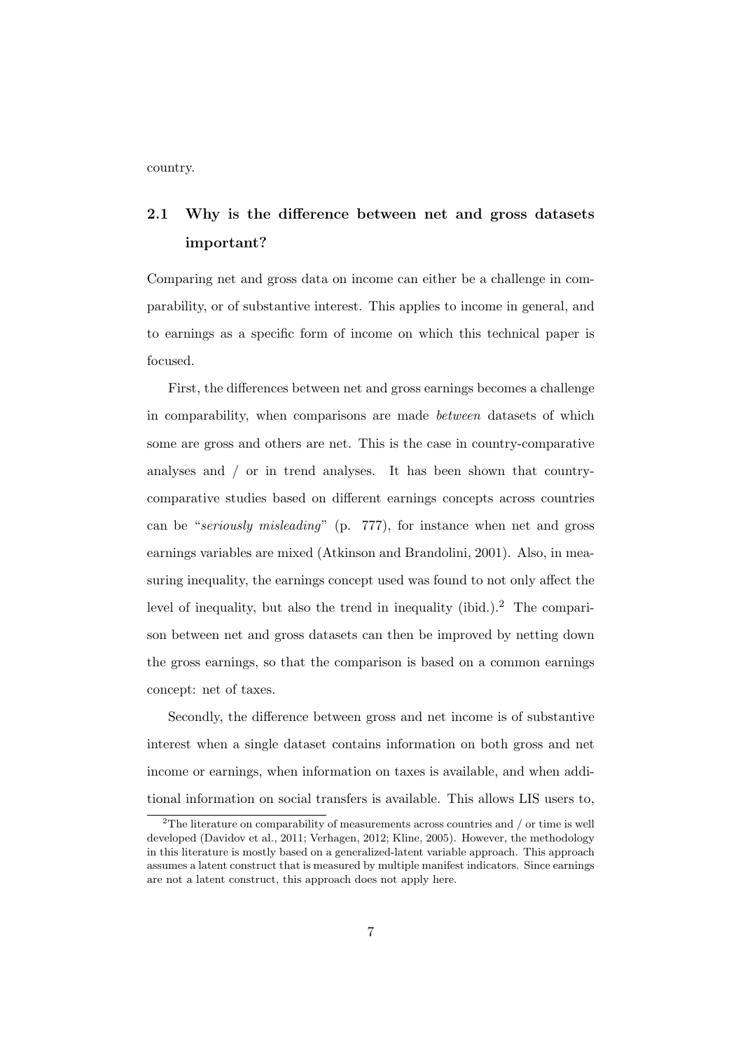country.

## 2.1 Why is the difference between net and gross datasets important?

Comparing net and gross data on income can either be a challenge in comparability, or of substantive interest. This applies to income in general, and to earnings as a specific form of income on which this technical paper is focused.

First, the differences between net and gross earnings becomes a challenge in comparability, when comparisons are made *between* datasets of which some are gross and others are net. This is the case in country-comparative analyses and / or in trend analyses. It has been shown that country-comparative studies based on different earnings concepts across countries can be "*seriously misleading*" (p. 777), for instance when net and gross earnings variables are mixed (Atkinson and Brandolini, 2001). Also, in measuring inequality, the earnings concept used was found to not only affect the level of inequality, but also the trend in inequality (ibid.).[2] The comparison between net and gross datasets can then be improved by netting down the gross earnings, so that the comparison is based on a common earnings concept: net of taxes.

Secondly, the difference between gross and net income is of substantive interest when a single dataset contains information on both gross and net income or earnings, when information on taxes is available, and when additional information on social transfers is available. This allows LIS users to,

[2] The literature on comparability of measurements across countries and / or time is well developed (Davidov et al., 2011; Verhagen, 2012; Kline, 2005). However, the methodology in this literature is mostly based on a generalized-latent variable approach. This approach assumes a latent construct that is measured by multiple manifest indicators. Since earnings are not a latent construct, this approach does not apply here.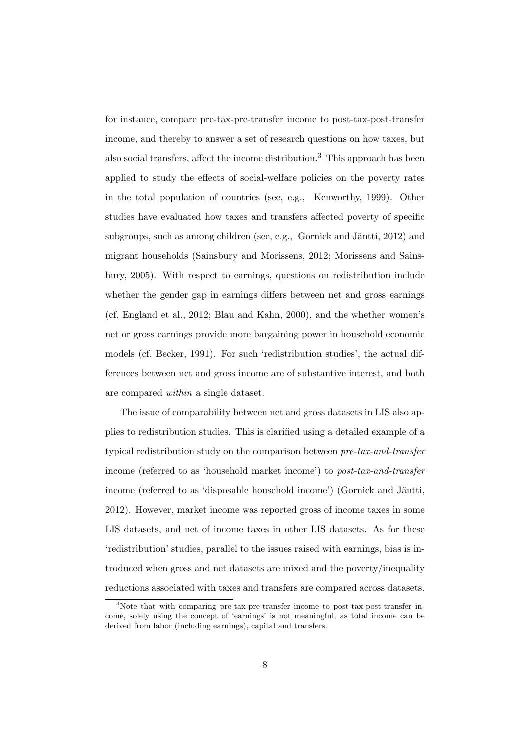for instance, compare pre-tax-pre-transfer income to post-tax-post-transfer income, and thereby to answer a set of research questions on how taxes, but also social transfers, affect the income distribution.[3] This approach has been applied to study the effects of social-welfare policies on the poverty rates in the total population of countries (see, e.g., Kenworthy, 1999). Other studies have evaluated how taxes and transfers affected poverty of specific subgroups, such as among children (see, e.g., Gornick and Jäntti, 2012) and migrant households (Sainsbury and Morissens, 2012; Morissens and Sainsbury, 2005). With respect to earnings, questions on redistribution include whether the gender gap in earnings differs between net and gross earnings (cf. England et al., 2012; Blau and Kahn, 2000), and the whether women's net or gross earnings provide more bargaining power in household economic models (cf. Becker, 1991). For such 'redistribution studies', the actual differences between net and gross income are of substantive interest, and both are compared *within* a single dataset.

The issue of comparability between net and gross datasets in LIS also applies to redistribution studies. This is clarified using a detailed example of a typical redistribution study on the comparison between *pre-tax-and-transfer* income (referred to as 'household market income') to *post-tax-and-transfer* income (referred to as 'disposable household income') (Gornick and Jäntti, 2012). However, market income was reported gross of income taxes in some LIS datasets, and net of income taxes in other LIS datasets. As for these 'redistribution' studies, parallel to the issues raised with earnings, bias is introduced when gross and net datasets are mixed and the poverty/inequality reductions associated with taxes and transfers are compared across datasets.

[3] Note that with comparing pre-tax-pre-transfer income to post-tax-post-transfer income, solely using the concept of 'earnings' is not meaningful, as total income can be derived from labor (including earnings), capital and transfers.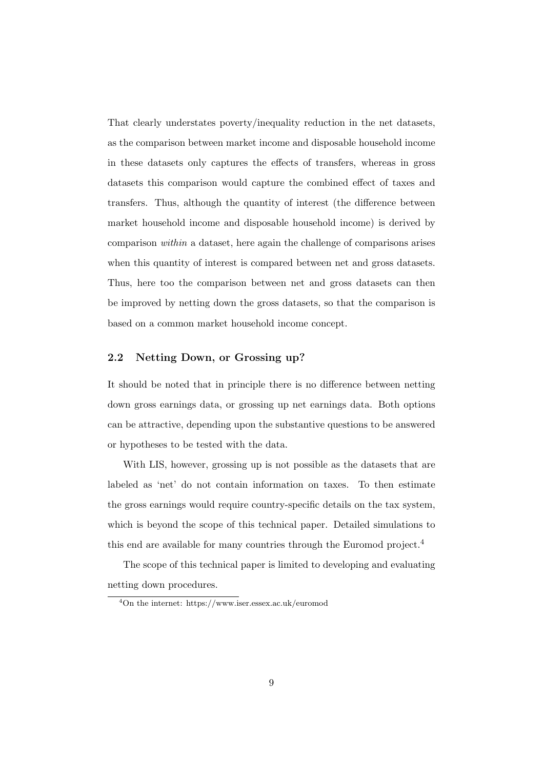That clearly understates poverty/inequality reduction in the net datasets, as the comparison between market income and disposable household income in these datasets only captures the effects of transfers, whereas in gross datasets this comparison would capture the combined effect of taxes and transfers. Thus, although the quantity of interest (the difference between market household income and disposable household income) is derived by comparison *within* a dataset, here again the challenge of comparisons arises when this quantity of interest is compared between net and gross datasets. Thus, here too the comparison between net and gross datasets can then be improved by netting down the gross datasets, so that the comparison is based on a common market household income concept.

## 2.2 Netting Down, or Grossing up?

It should be noted that in principle there is no difference between netting down gross earnings data, or grossing up net earnings data. Both options can be attractive, depending upon the substantive questions to be answered or hypotheses to be tested with the data.

With LIS, however, grossing up is not possible as the datasets that are labeled as 'net' do not contain information on taxes. To then estimate the gross earnings would require country-specific details on the tax system, which is beyond the scope of this technical paper. Detailed simulations to this end are available for many countries through the Euromod project.[4]

The scope of this technical paper is limited to developing and evaluating netting down procedures.

[4] On the internet: https://www.iser.essex.ac.uk/euromod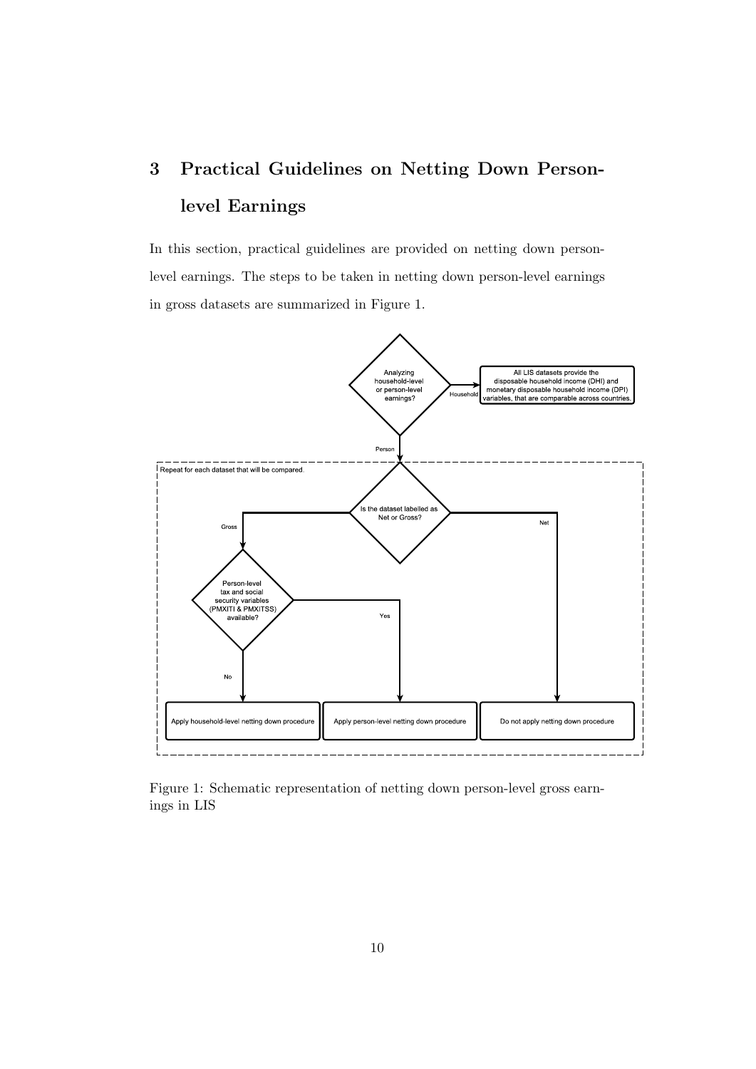# 3 Practical Guidelines on Netting Down Person-level Earnings

In this section, practical guidelines are provided on netting down person-level earnings. The steps to be taken in netting down person-level earnings in gross datasets are summarized in Figure 1.

Figure 1: Schematic representation of netting down person-level gross earnings in LIS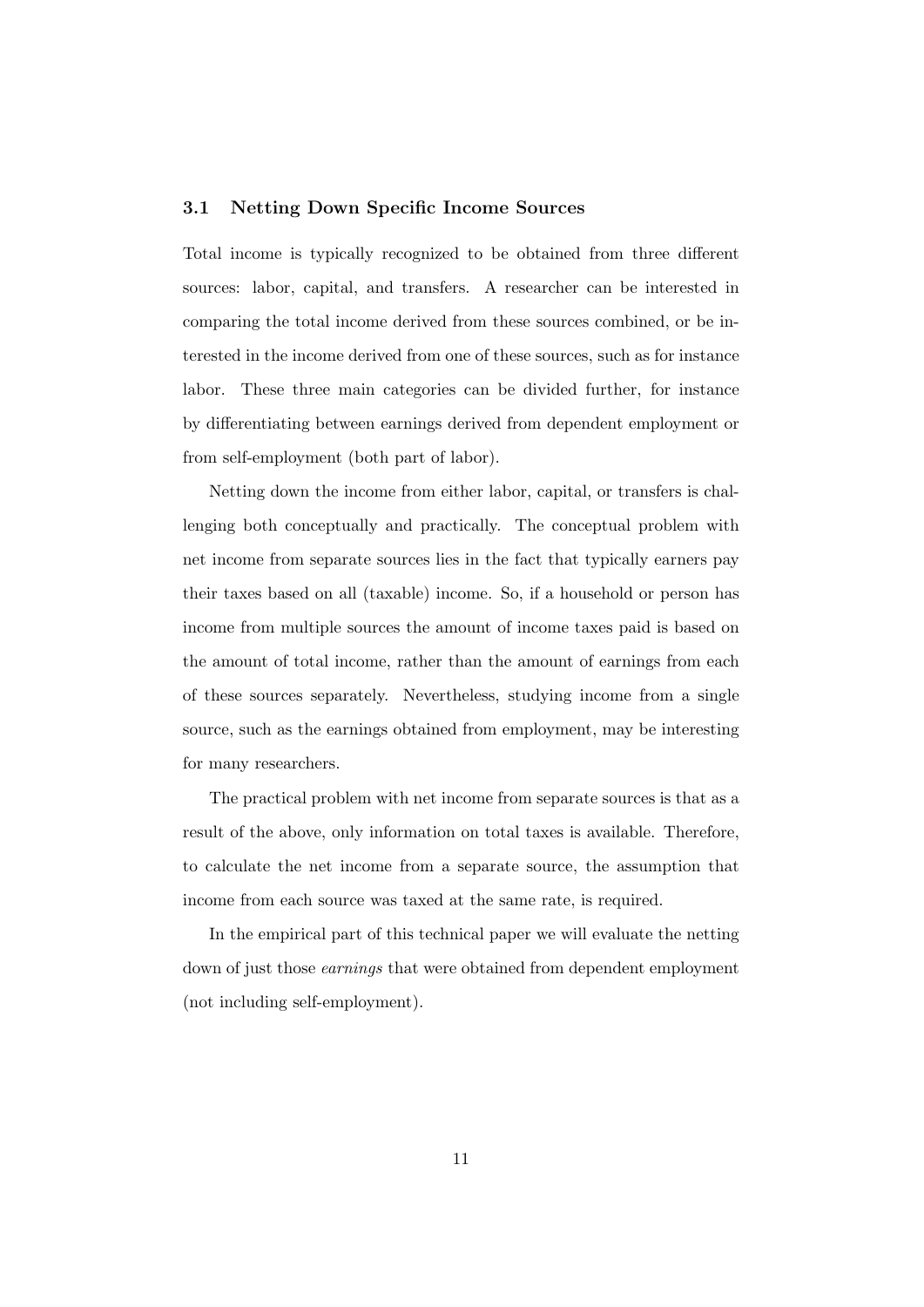### 3.1 Netting Down Specific Income Sources

Total income is typically recognized to be obtained from three different sources: labor, capital, and transfers. A researcher can be interested in comparing the total income derived from these sources combined, or be interested in the income derived from one of these sources, such as for instance labor. These three main categories can be divided further, for instance by differentiating between earnings derived from dependent employment or from self-employment (both part of labor).

Netting down the income from either labor, capital, or transfers is challenging both conceptually and practically. The conceptual problem with net income from separate sources lies in the fact that typically earners pay their taxes based on all (taxable) income. So, if a household or person has income from multiple sources the amount of income taxes paid is based on the amount of total income, rather than the amount of earnings from each of these sources separately. Nevertheless, studying income from a single source, such as the earnings obtained from employment, may be interesting for many researchers.

The practical problem with net income from separate sources is that as a result of the above, only information on total taxes is available. Therefore, to calculate the net income from a separate source, the assumption that income from each source was taxed at the same rate, is required.

In the empirical part of this technical paper we will evaluate the netting down of just those *earnings* that were obtained from dependent employment (not including self-employment).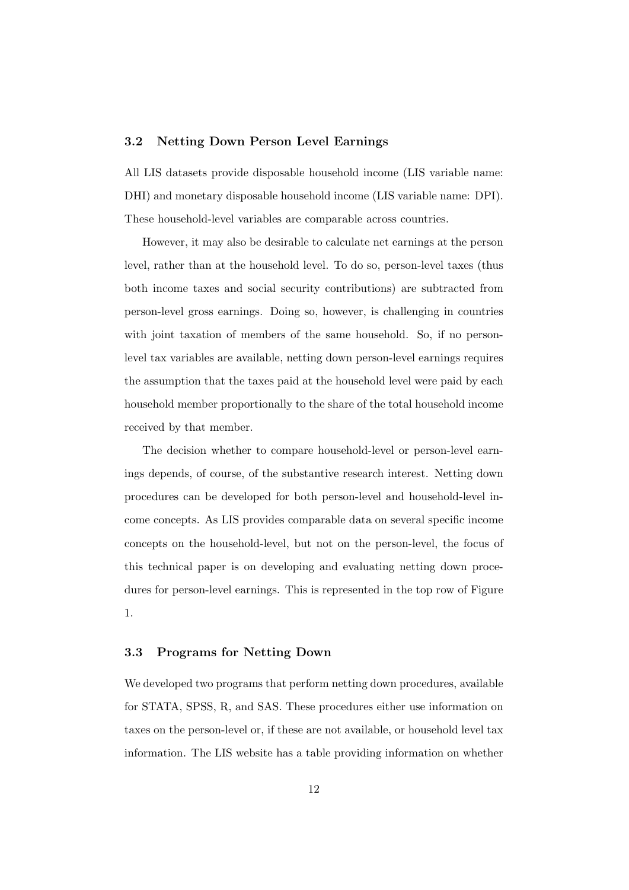### 3.2 Netting Down Person Level Earnings

All LIS datasets provide disposable household income (LIS variable name: DHI) and monetary disposable household income (LIS variable name: DPI). These household-level variables are comparable across countries.

However, it may also be desirable to calculate net earnings at the person level, rather than at the household level. To do so, person-level taxes (thus both income taxes and social security contributions) are subtracted from person-level gross earnings. Doing so, however, is challenging in countries with joint taxation of members of the same household. So, if no person-level tax variables are available, netting down person-level earnings requires the assumption that the taxes paid at the household level were paid by each household member proportionally to the share of the total household income received by that member.

The decision whether to compare household-level or person-level earnings depends, of course, of the substantive research interest. Netting down procedures can be developed for both person-level and household-level income concepts. As LIS provides comparable data on several specific income concepts on the household-level, but not on the person-level, the focus of this technical paper is on developing and evaluating netting down procedures for person-level earnings. This is represented in the top row of Figure 1.

### 3.3 Programs for Netting Down

We developed two programs that perform netting down procedures, available for STATA, SPSS, R, and SAS. These procedures either use information on taxes on the person-level or, if these are not available, or household level tax information. The LIS website has a table providing information on whether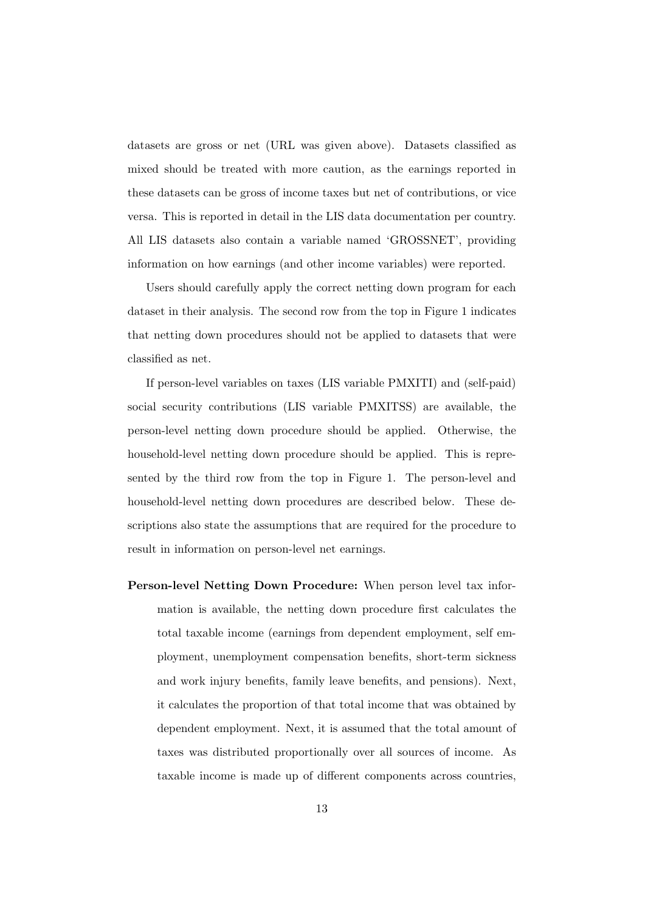datasets are gross or net (URL was given above). Datasets classified as mixed should be treated with more caution, as the earnings reported in these datasets can be gross of income taxes but net of contributions, or vice versa. This is reported in detail in the LIS data documentation per country. All LIS datasets also contain a variable named 'GROSSNET', providing information on how earnings (and other income variables) were reported.

Users should carefully apply the correct netting down program for each dataset in their analysis. The second row from the top in Figure 1 indicates that netting down procedures should not be applied to datasets that were classified as net.

If person-level variables on taxes (LIS variable PMXITI) and (self-paid) social security contributions (LIS variable PMXITSS) are available, the person-level netting down procedure should be applied. Otherwise, the household-level netting down procedure should be applied. This is represented by the third row from the top in Figure 1. The person-level and household-level netting down procedures are described below. These descriptions also state the assumptions that are required for the procedure to result in information on person-level net earnings.

**Person-level Netting Down Procedure:** When person level tax information is available, the netting down procedure first calculates the total taxable income (earnings from dependent employment, self employment, unemployment compensation benefits, short-term sickness and work injury benefits, family leave benefits, and pensions). Next, it calculates the proportion of that total income that was obtained by dependent employment. Next, it is assumed that the total amount of taxes was distributed proportionally over all sources of income. As taxable income is made up of different components across countries,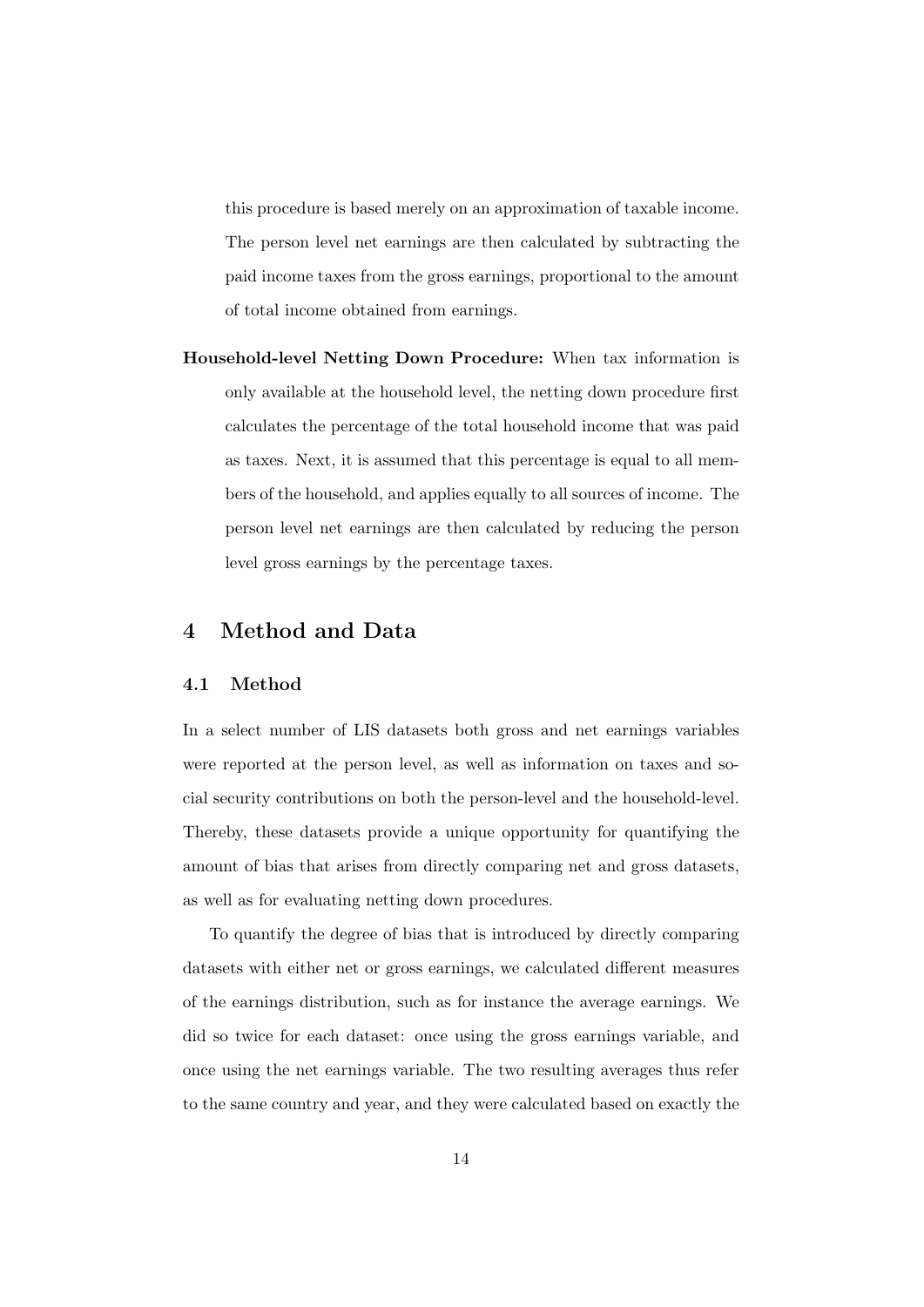this procedure is based merely on an approximation of taxable income. The person level net earnings are then calculated by subtracting the paid income taxes from the gross earnings, proportional to the amount of total income obtained from earnings.

**Household-level Netting Down Procedure:** When tax information is only available at the household level, the netting down procedure first calculates the percentage of the total household income that was paid as taxes. Next, it is assumed that this percentage is equal to all members of the household, and applies equally to all sources of income. The person level net earnings are then calculated by reducing the person level gross earnings by the percentage taxes.

## 4 Method and Data

### 4.1 Method

In a select number of LIS datasets both gross and net earnings variables were reported at the person level, as well as information on taxes and social security contributions on both the person-level and the household-level. Thereby, these datasets provide a unique opportunity for quantifying the amount of bias that arises from directly comparing net and gross datasets, as well as for evaluating netting down procedures.

To quantify the degree of bias that is introduced by directly comparing datasets with either net or gross earnings, we calculated different measures of the earnings distribution, such as for instance the average earnings. We did so twice for each dataset: once using the gross earnings variable, and once using the net earnings variable. The two resulting averages thus refer to the same country and year, and they were calculated based on exactly the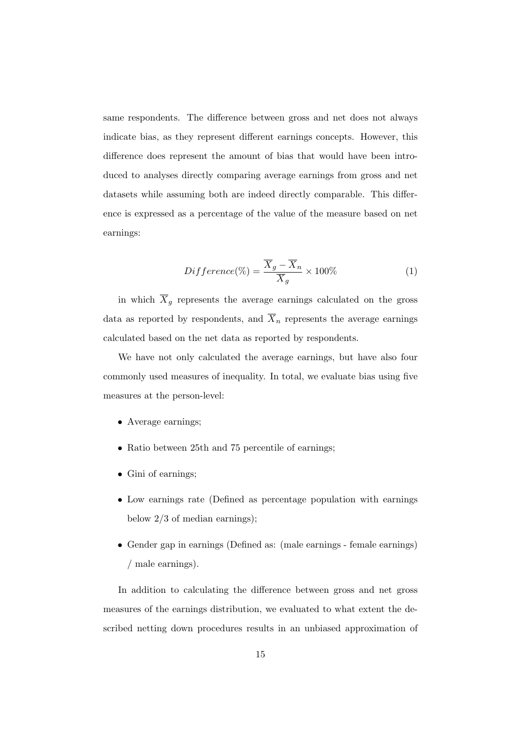same respondents. The difference between gross and net does not always indicate bias, as they represent different earnings concepts. However, this difference does represent the amount of bias that would have been introduced to analyses directly comparing average earnings from gross and net datasets while assuming both are indeed directly comparable. This difference is expressed as a percentage of the value of the measure based on net earnings:

$$Difference(\%) = \frac{\overline{X}_g - \overline{X}_n}{\overline{X}_g} \times 100\% \quad (1)$$

in which $\overline{X}_g$ represents the average earnings calculated on the gross data as reported by respondents, and $\overline{X}_n$ represents the average earnings calculated based on the net data as reported by respondents.

We have not only calculated the average earnings, but have also four commonly used measures of inequality. In total, we evaluate bias using five measures at the person-level:

- Average earnings;
- Ratio between 25th and 75 percentile of earnings;
- Gini of earnings;
- Low earnings rate (Defined as percentage population with earnings below 2/3 of median earnings);
- Gender gap in earnings (Defined as: (male earnings - female earnings) / male earnings).

In addition to calculating the difference between gross and net gross measures of the earnings distribution, we evaluated to what extent the described netting down procedures results in an unbiased approximation of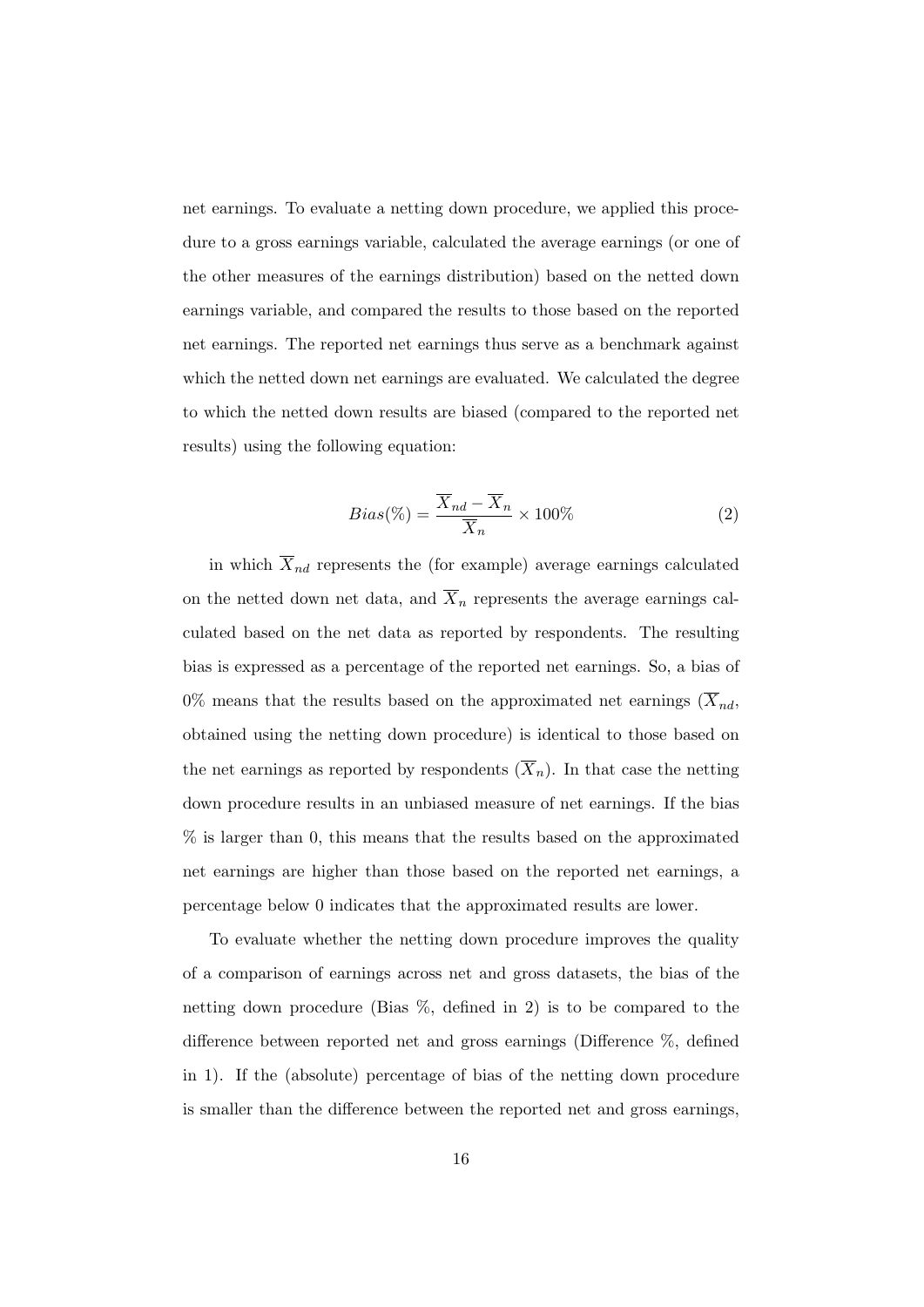net earnings. To evaluate a netting down procedure, we applied this procedure to a gross earnings variable, calculated the average earnings (or one of the other measures of the earnings distribution) based on the netted down earnings variable, and compared the results to those based on the reported net earnings. The reported net earnings thus serve as a benchmark against which the netted down net earnings are evaluated. We calculated the degree to which the netted down results are biased (compared to the reported net results) using the following equation:

$$Bias(\%) = \frac{\overline{X}_{nd} - \overline{X}_n}{\overline{X}_n} \times 100\% \tag{2}$$

in which $\overline{X}_{nd}$ represents the (for example) average earnings calculated on the netted down net data, and $\overline{X}_n$ represents the average earnings calculated based on the net data as reported by respondents. The resulting bias is expressed as a percentage of the reported net earnings. So, a bias of 0% means that the results based on the approximated net earnings ($\overline{X}_{nd}$, obtained using the netting down procedure) is identical to those based on the net earnings as reported by respondents ($\overline{X}_n$). In that case the netting down procedure results in an unbiased measure of net earnings. If the bias % is larger than 0, this means that the results based on the approximated net earnings are higher than those based on the reported net earnings, a percentage below 0 indicates that the approximated results are lower.

To evaluate whether the netting down procedure improves the quality of a comparison of earnings across net and gross datasets, the bias of the netting down procedure (Bias %, defined in 2) is to be compared to the difference between reported net and gross earnings (Difference %, defined in 1). If the (absolute) percentage of bias of the netting down procedure is smaller than the difference between the reported net and gross earnings,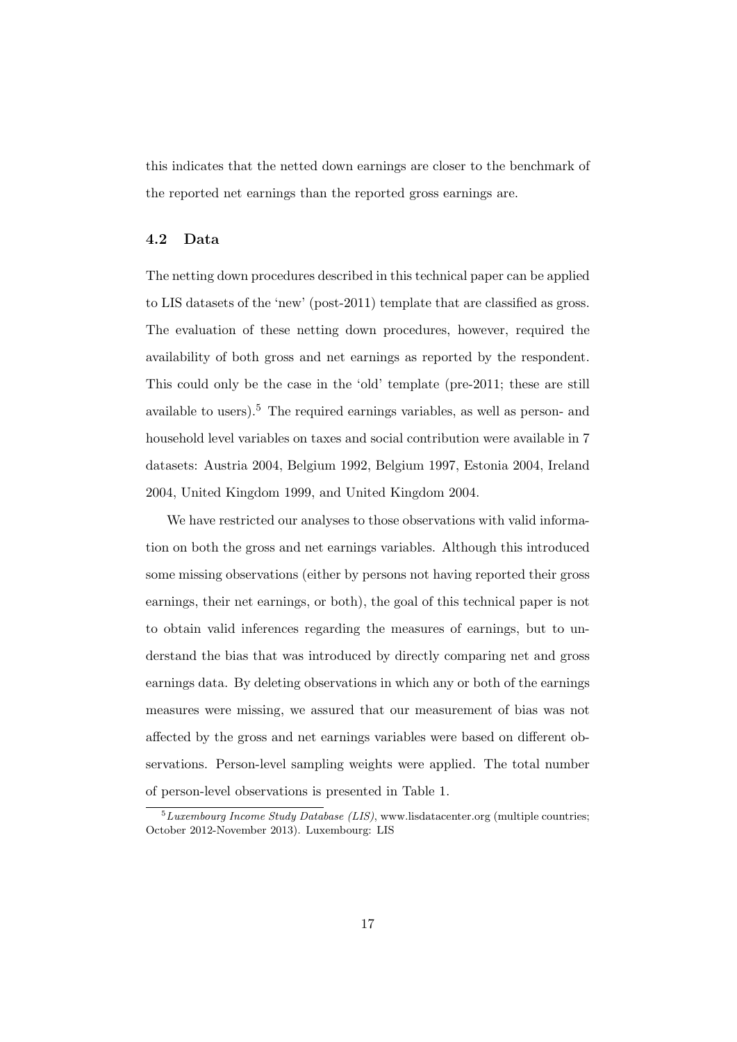this indicates that the netted down earnings are closer to the benchmark of the reported net earnings than the reported gross earnings are.

### 4.2 Data

The netting down procedures described in this technical paper can be applied to LIS datasets of the 'new' (post-2011) template that are classified as gross. The evaluation of these netting down procedures, however, required the availability of both gross and net earnings as reported by the respondent. This could only be the case in the 'old' template (pre-2011; these are still available to users).[5] The required earnings variables, as well as person- and household level variables on taxes and social contribution were available in 7 datasets: Austria 2004, Belgium 1992, Belgium 1997, Estonia 2004, Ireland 2004, United Kingdom 1999, and United Kingdom 2004.

We have restricted our analyses to those observations with valid information on both the gross and net earnings variables. Although this introduced some missing observations (either by persons not having reported their gross earnings, their net earnings, or both), the goal of this technical paper is not to obtain valid inferences regarding the measures of earnings, but to understand the bias that was introduced by directly comparing net and gross earnings data. By deleting observations in which any or both of the earnings measures were missing, we assured that our measurement of bias was not affected by the gross and net earnings variables were based on different observations. Person-level sampling weights were applied. The total number of person-level observations is presented in Table 1.

[5] *Luxembourg Income Study Database (LIS)*, www.lisdatacenter.org (multiple countries; October 2012-November 2013). Luxembourg: LIS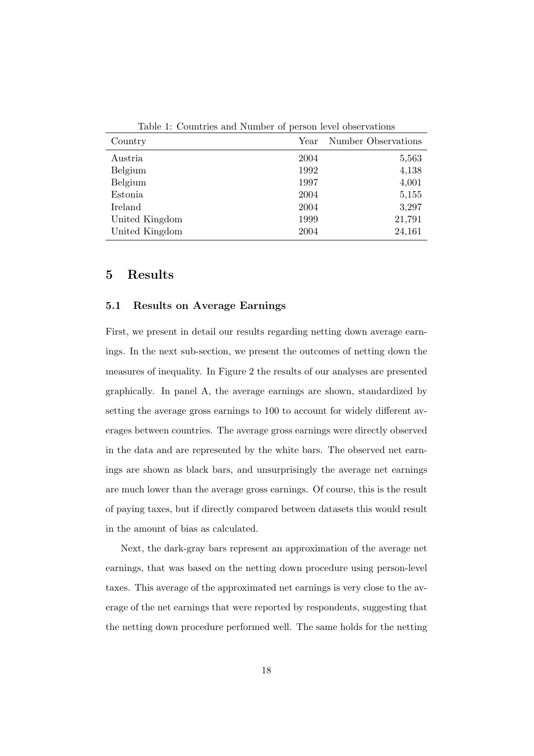Table 1: Countries and Number of person level observations

| Country | Year | Number Observations |
|---|---|---|
| Austria | 2004 | 5,563 |
| Belgium | 1992 | 4,138 |
| Belgium | 1997 | 4,001 |
| Estonia | 2004 | 5,155 |
| Ireland | 2004 | 3,297 |
| United Kingdom | 1999 | 21,791 |
| United Kingdom | 2004 | 24,161 |

## 5 Results

### 5.1 Results on Average Earnings

First, we present in detail our results regarding netting down average earnings. In the next sub-section, we present the outcomes of netting down the measures of inequality. In Figure 2 the results of our analyses are presented graphically. In panel A, the average earnings are shown, standardized by setting the average gross earnings to 100 to account for widely different averages between countries. The average gross earnings were directly observed in the data and are represented by the white bars. The observed net earnings are shown as black bars, and unsurprisingly the average net earnings are much lower than the average gross earnings. Of course, this is the result of paying taxes, but if directly compared between datasets this would result in the amount of bias as calculated.

Next, the dark-gray bars represent an approximation of the average net earnings, that was based on the netting down procedure using person-level taxes. This average of the approximated net earnings is very close to the average of the net earnings that were reported by respondents, suggesting that the netting down procedure performed well. The same holds for the netting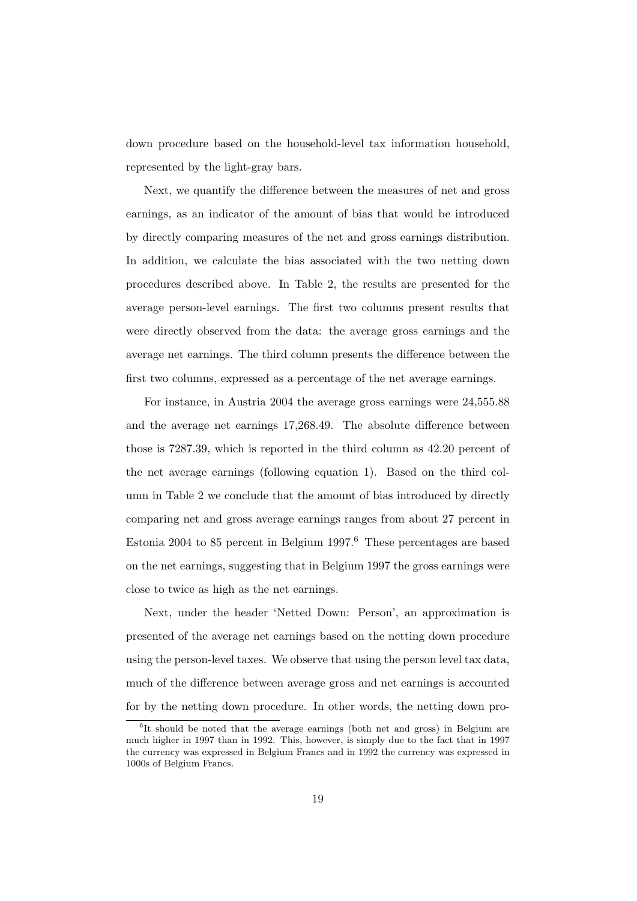down procedure based on the household-level tax information household, represented by the light-gray bars.

Next, we quantify the difference between the measures of net and gross earnings, as an indicator of the amount of bias that would be introduced by directly comparing measures of the net and gross earnings distribution. In addition, we calculate the bias associated with the two netting down procedures described above. In Table 2, the results are presented for the average person-level earnings. The first two columns present results that were directly observed from the data: the average gross earnings and the average net earnings. The third column presents the difference between the first two columns, expressed as a percentage of the net average earnings.

For instance, in Austria 2004 the average gross earnings were 24,555.88 and the average net earnings 17,268.49. The absolute difference between those is 7287.39, which is reported in the third column as 42.20 percent of the net average earnings (following equation 1). Based on the third column in Table 2 we conclude that the amount of bias introduced by directly comparing net and gross average earnings ranges from about 27 percent in Estonia 2004 to 85 percent in Belgium 1997.[6] These percentages are based on the net earnings, suggesting that in Belgium 1997 the gross earnings were close to twice as high as the net earnings.

Next, under the header 'Netted Down: Person', an approximation is presented of the average net earnings based on the netting down procedure using the person-level taxes. We observe that using the person level tax data, much of the difference between average gross and net earnings is accounted for by the netting down procedure. In other words, the netting down pro-

[6] It should be noted that the average earnings (both net and gross) in Belgium are much higher in 1997 than in 1992. This, however, is simply due to the fact that in 1997 the currency was expressed in Belgium Francs and in 1992 the currency was expressed in 1000s of Belgium Francs.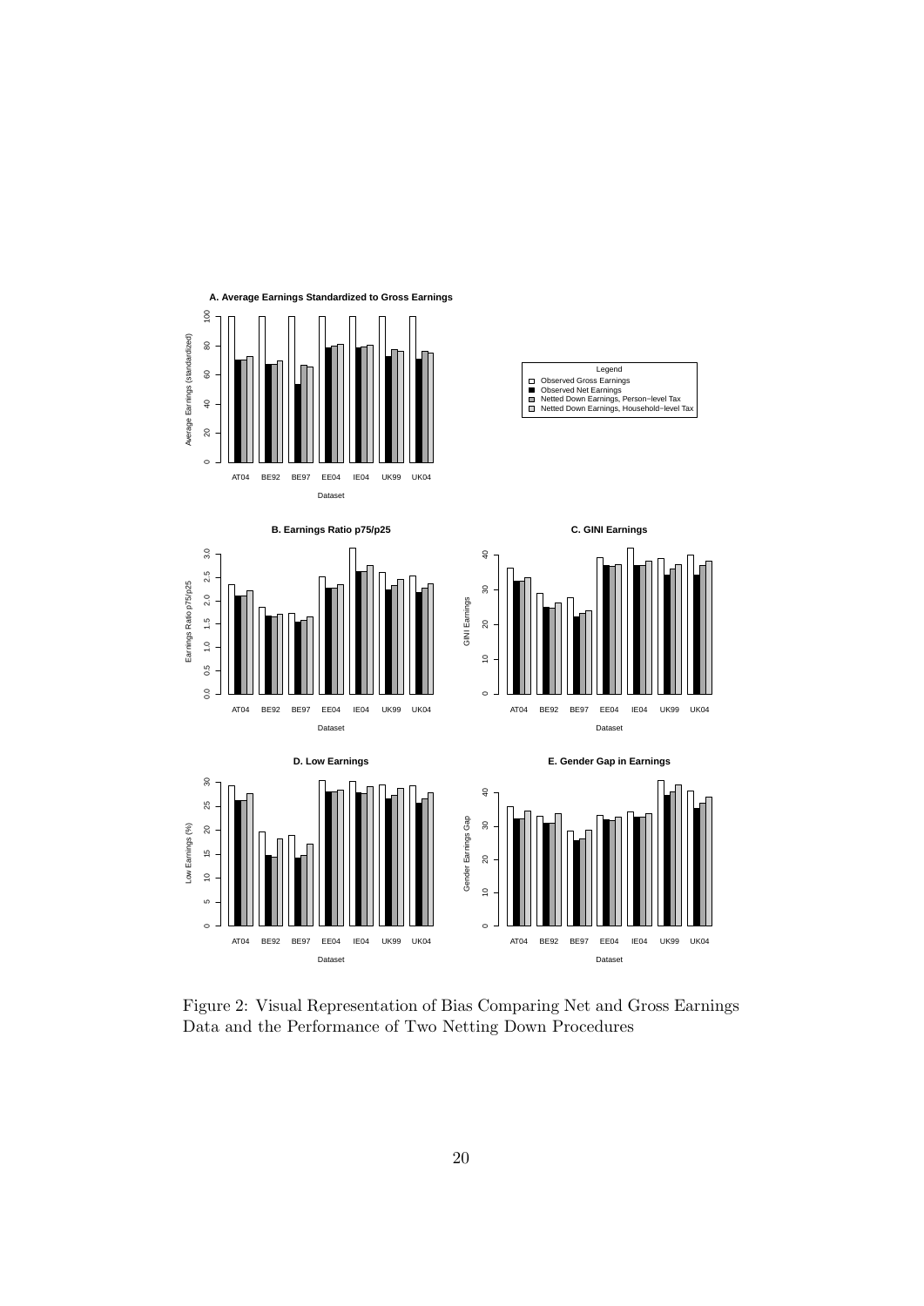Figure 2: Visual Representation of Bias Comparing Net and Gross Earnings Data and the Performance of Two Netting Down Procedures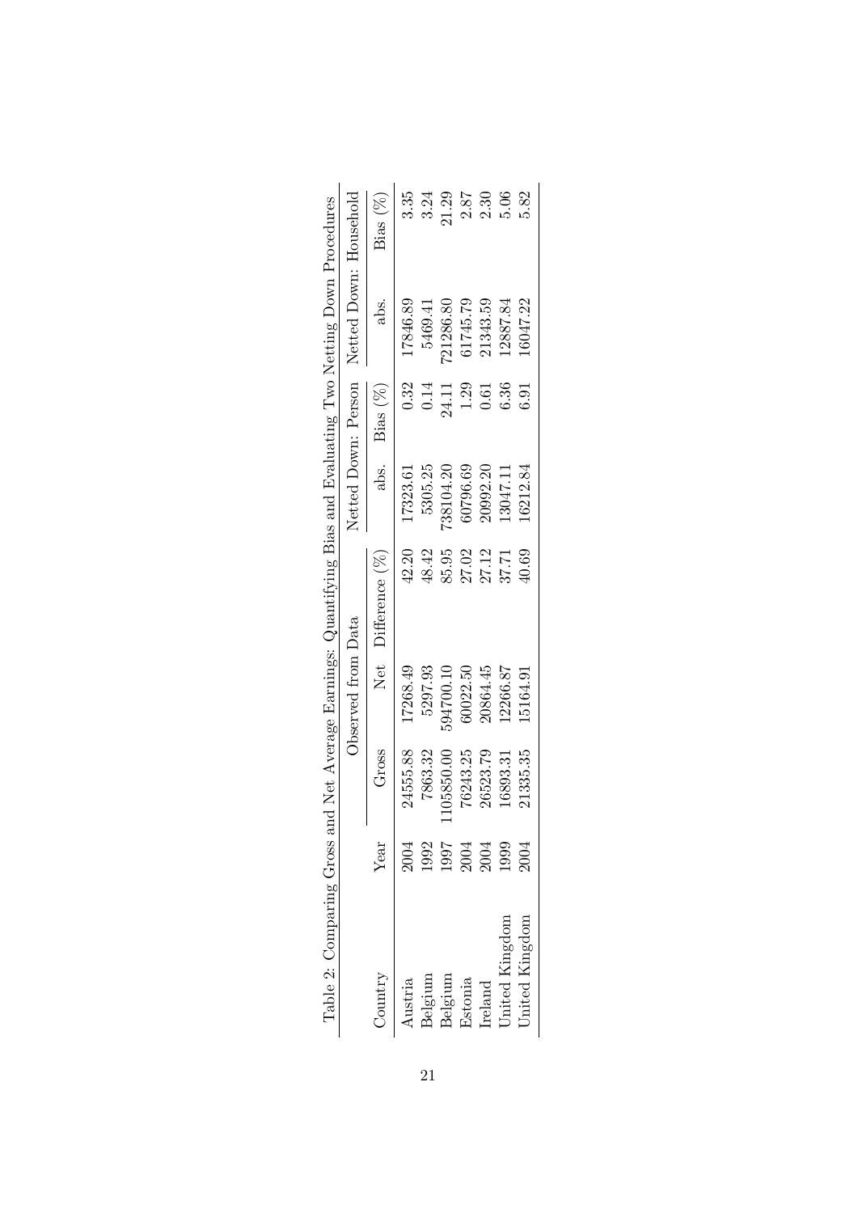Table 2: Comparing Gross and Net Average Earnings: Quantifying Bias and Evaluating Two Netting Down Procedures

| | | Observed from Data | | | Netted Down: Person | | Netted Down: Household | |
|---|---|---|---|---|---|---|---|---|
| Country | Year | Gross | Net | Difference (%) | abs. | Bias (%) | abs. | Bias (%) |
| Austria | 2004 | 24555.88 | 17268.49 | 42.20 | 17323.61 | 0.32 | 17846.89 | 3.35 |
| Belgium | 1992 | 7863.32 | 5297.93 | 48.42 | 5305.25 | 0.14 | 5469.41 | 3.24 |
| Belgium | 1997 | 1105850.00 | 594700.10 | 85.95 | 738104.20 | 24.11 | 721286.80 | 21.29 |
| Estonia | 2004 | 76243.25 | 60022.50 | 27.02 | 60796.69 | 1.29 | 61745.79 | 2.87 |
| Ireland | 2004 | 26523.79 | 20864.45 | 27.12 | 20992.20 | 0.61 | 21343.59 | 2.30 |
| United Kingdom | 1999 | 16893.31 | 12266.87 | 37.71 | 13047.11 | 6.36 | 12887.84 | 5.06 |
| United Kingdom | 2004 | 21335.35 | 15164.91 | 40.69 | 16212.84 | 6.91 | 16047.22 | 5.82 |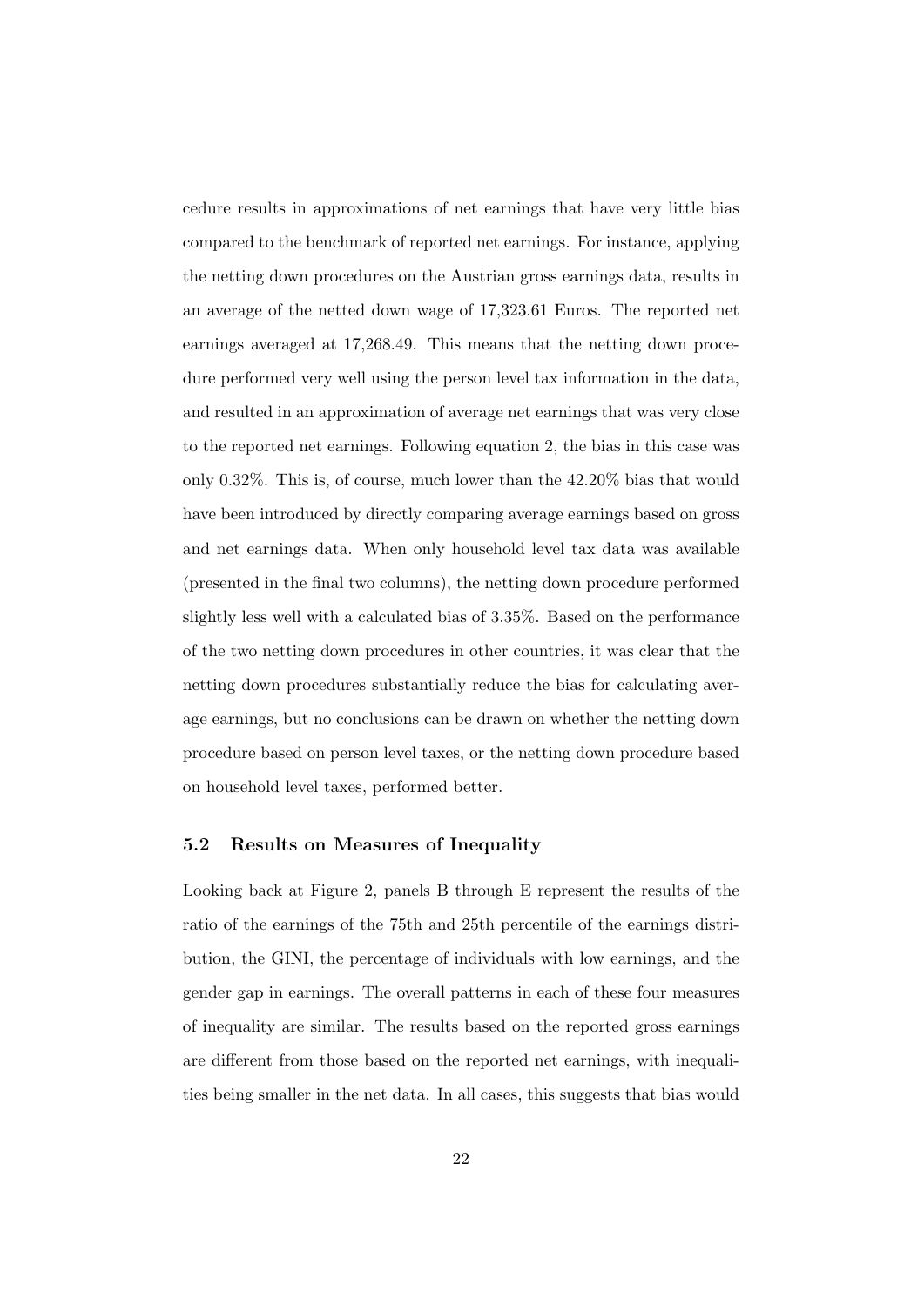cedure results in approximations of net earnings that have very little bias compared to the benchmark of reported net earnings. For instance, applying the netting down procedures on the Austrian gross earnings data, results in an average of the netted down wage of 17,323.61 Euros. The reported net earnings averaged at 17,268.49. This means that the netting down procedure performed very well using the person level tax information in the data, and resulted in an approximation of average net earnings that was very close to the reported net earnings. Following equation 2, the bias in this case was only 0.32%. This is, of course, much lower than the 42.20% bias that would have been introduced by directly comparing average earnings based on gross and net earnings data. When only household level tax data was available (presented in the final two columns), the netting down procedure performed slightly less well with a calculated bias of 3.35%. Based on the performance of the two netting down procedures in other countries, it was clear that the netting down procedures substantially reduce the bias for calculating average earnings, but no conclusions can be drawn on whether the netting down procedure based on person level taxes, or the netting down procedure based on household level taxes, performed better.

### 5.2 Results on Measures of Inequality

Looking back at Figure 2, panels B through E represent the results of the ratio of the earnings of the 75th and 25th percentile of the earnings distribution, the GINI, the percentage of individuals with low earnings, and the gender gap in earnings. The overall patterns in each of these four measures of inequality are similar. The results based on the reported gross earnings are different from those based on the reported net earnings, with inequalities being smaller in the net data. In all cases, this suggests that bias would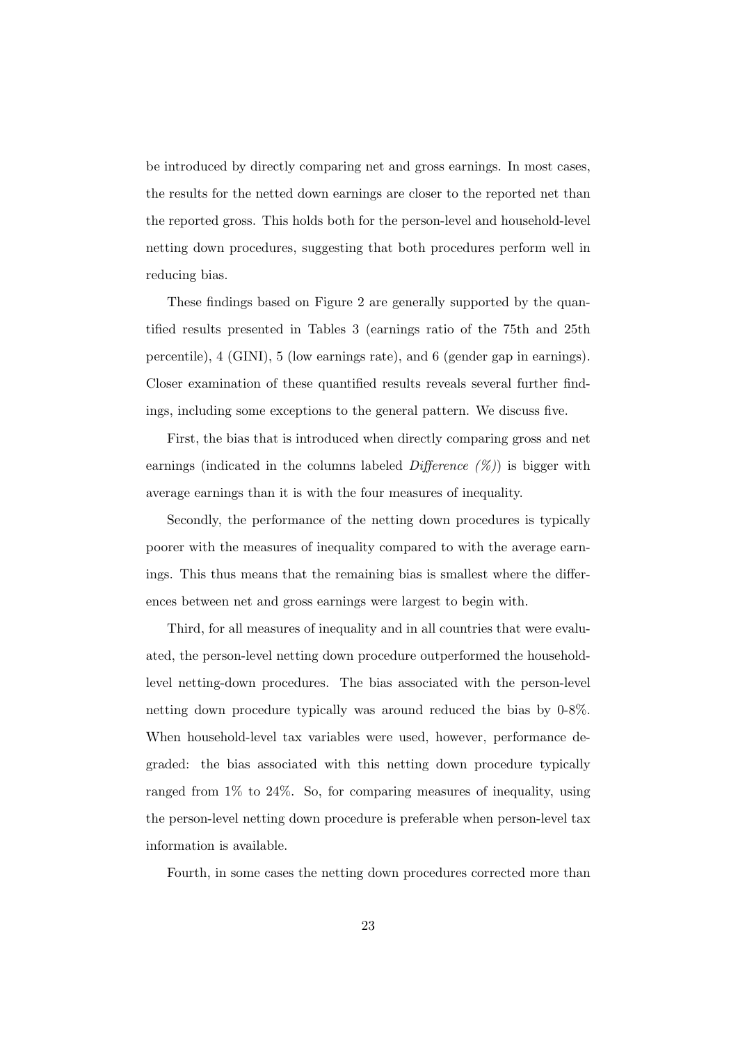be introduced by directly comparing net and gross earnings. In most cases, the results for the netted down earnings are closer to the reported net than the reported gross. This holds both for the person-level and household-level netting down procedures, suggesting that both procedures perform well in reducing bias.

These findings based on Figure 2 are generally supported by the quantified results presented in Tables 3 (earnings ratio of the 75th and 25th percentile), 4 (GINI), 5 (low earnings rate), and 6 (gender gap in earnings). Closer examination of these quantified results reveals several further findings, including some exceptions to the general pattern. We discuss five.

First, the bias that is introduced when directly comparing gross and net earnings (indicated in the columns labeled *Difference (%)*) is bigger with average earnings than it is with the four measures of inequality.

Secondly, the performance of the netting down procedures is typically poorer with the measures of inequality compared to with the average earnings. This thus means that the remaining bias is smallest where the differences between net and gross earnings were largest to begin with.

Third, for all measures of inequality and in all countries that were evaluated, the person-level netting down procedure outperformed the household-level netting-down procedures. The bias associated with the person-level netting down procedure typically was around reduced the bias by 0-8%. When household-level tax variables were used, however, performance degraded: the bias associated with this netting down procedure typically ranged from 1% to 24%. So, for comparing measures of inequality, using the person-level netting down procedure is preferable when person-level tax information is available.

Fourth, in some cases the netting down procedures corrected more than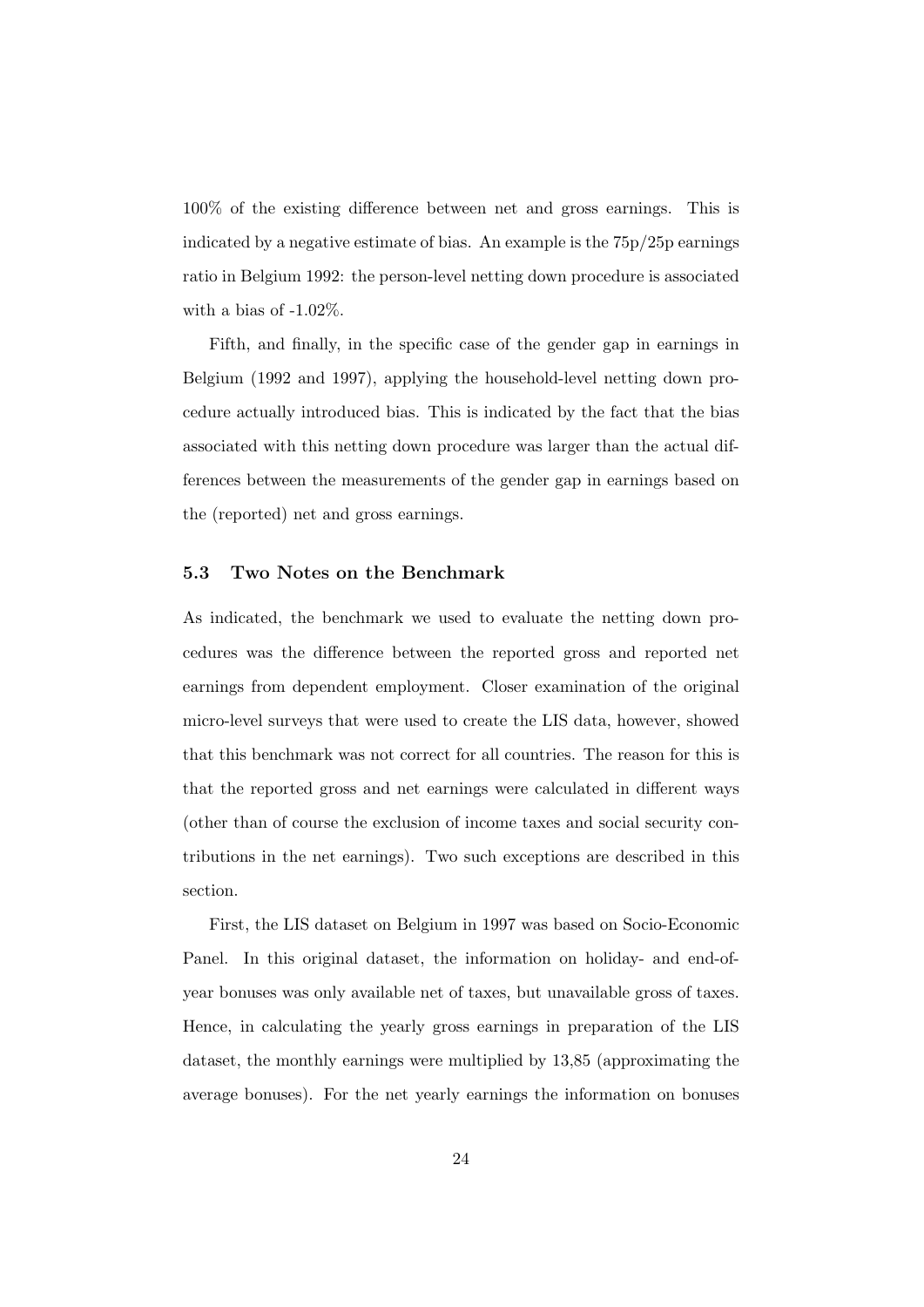100% of the existing difference between net and gross earnings. This is indicated by a negative estimate of bias. An example is the 75p/25p earnings ratio in Belgium 1992: the person-level netting down procedure is associated with a bias of -1.02%.

Fifth, and finally, in the specific case of the gender gap in earnings in Belgium (1992 and 1997), applying the household-level netting down procedure actually introduced bias. This is indicated by the fact that the bias associated with this netting down procedure was larger than the actual differences between the measurements of the gender gap in earnings based on the (reported) net and gross earnings.

### 5.3 Two Notes on the Benchmark

As indicated, the benchmark we used to evaluate the netting down procedures was the difference between the reported gross and reported net earnings from dependent employment. Closer examination of the original micro-level surveys that were used to create the LIS data, however, showed that this benchmark was not correct for all countries. The reason for this is that the reported gross and net earnings were calculated in different ways (other than of course the exclusion of income taxes and social security contributions in the net earnings). Two such exceptions are described in this section.

First, the LIS dataset on Belgium in 1997 was based on Socio-Economic Panel. In this original dataset, the information on holiday- and end-of-year bonuses was only available net of taxes, but unavailable gross of taxes. Hence, in calculating the yearly gross earnings in preparation of the LIS dataset, the monthly earnings were multiplied by 13,85 (approximating the average bonuses). For the net yearly earnings the information on bonuses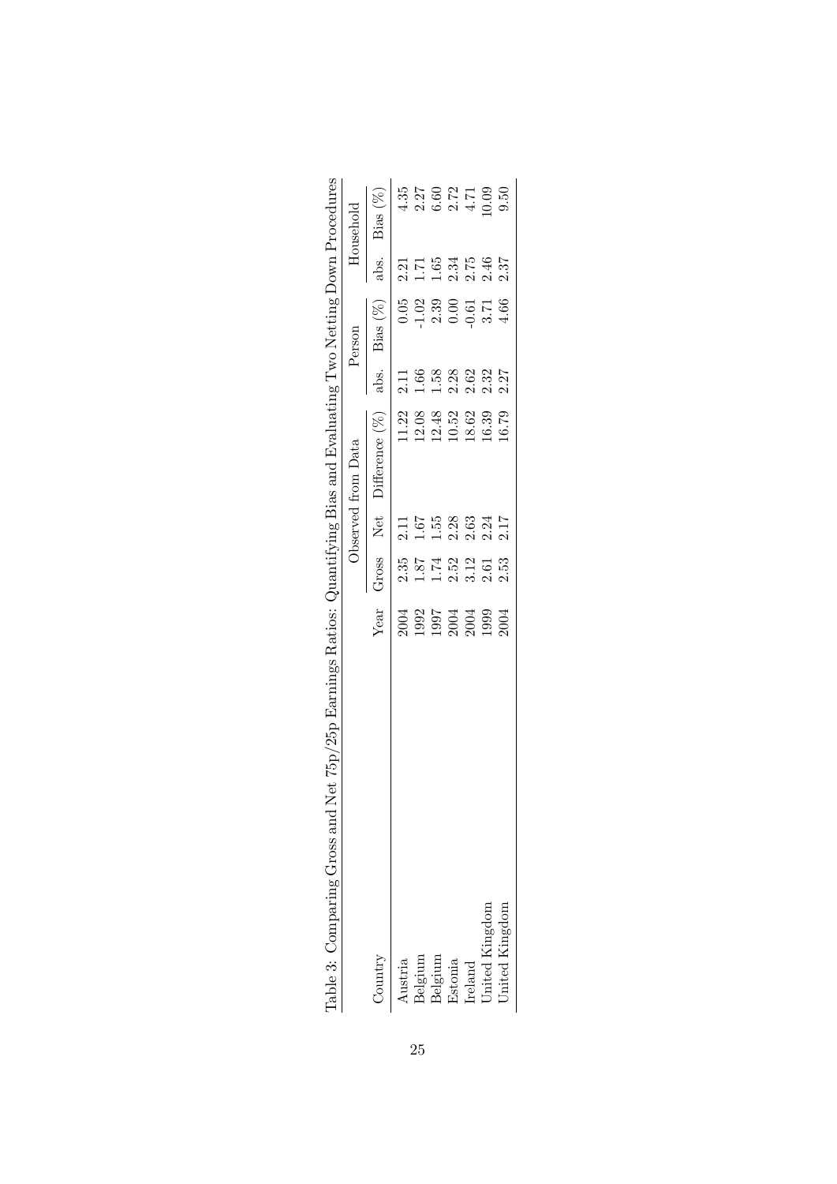Table 3: Comparing Gross and Net 75p/25p Earnings Ratios: Quantifying Bias and Evaluating Two Netting Down Procedures

| | | Observed from Data | | | Person | | Household | |
|---|---|---|---|---|---|---|---|---|
| Country | Year | Gross | Net | Difference (%) | abs. | Bias (%) | abs. | Bias (%) |
| Austria | 2004 | 2.35 | 2.11 | 11.22 | 2.11 | 0.05 | 2.21 | 4.35 |
| Belgium | 1992 | 1.87 | 1.67 | 12.08 | 1.66 | -1.02 | 1.71 | 2.27 |
| Belgium | 1997 | 1.74 | 1.55 | 12.48 | 1.58 | 2.39 | 1.65 | 6.60 |
| Estonia | 2004 | 2.52 | 2.28 | 10.52 | 2.28 | 0.00 | 2.34 | 2.72 |
| Ireland | 2004 | 3.12 | 2.63 | 18.62 | 2.62 | -0.61 | 2.75 | 4.71 |
| United Kingdom | 1999 | 2.61 | 2.24 | 16.39 | 2.32 | 3.71 | 2.46 | 10.09 |
| United Kingdom | 2004 | 2.53 | 2.17 | 16.79 | 2.27 | 4.66 | 2.37 | 9.50 |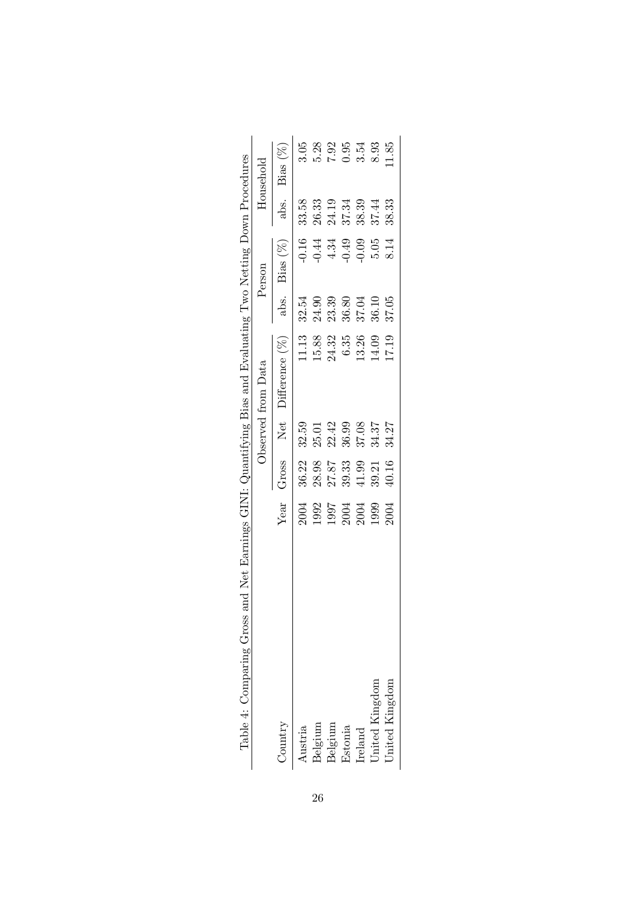Table 4: Comparing Gross and Net Earnings GINI: Quantifying Bias and Evaluating Two Netting Down Procedures

| | | Observed from Data | | | Person | | Household | |
|---|---|---|---|---|---|---|---|---|
| Country | Year | Gross | Net | Difference (%) | abs. | Bias (%) | abs. | Bias (%) |
| Austria | 2004 | 36.22 | 32.59 | 11.13 | 32.54 | -0.16 | 33.58 | 3.05 |
| Belgium | 1992 | 28.98 | 25.01 | 15.88 | 24.90 | -0.44 | 26.33 | 5.28 |
| Belgium | 1997 | 27.87 | 22.42 | 24.32 | 23.39 | 4.34 | 24.19 | 7.92 |
| Estonia | 2004 | 39.33 | 36.99 | 6.35 | 36.80 | -0.49 | 37.34 | 0.95 |
| Ireland | 2004 | 41.99 | 37.08 | 13.26 | 37.04 | -0.09 | 38.39 | 3.54 |
| United Kingdom | 1999 | 39.21 | 34.37 | 14.09 | 36.10 | 5.05 | 37.44 | 8.93 |
| United Kingdom | 2004 | 40.16 | 34.27 | 17.19 | 37.05 | 8.14 | 38.33 | 11.85 |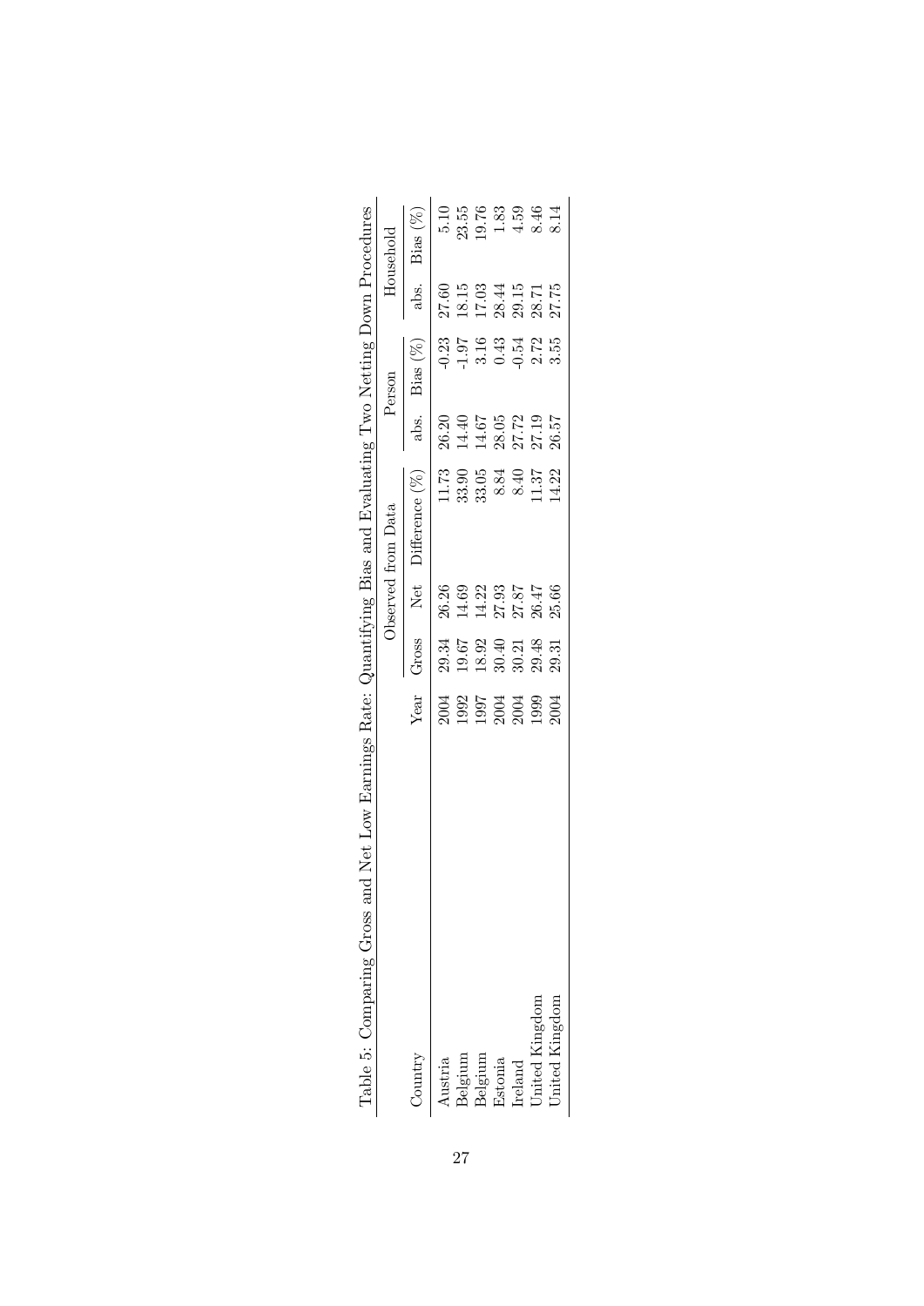Table 5: Comparing Gross and Net Low Earnings Rate: Quantifying Bias and Evaluating Two Netting Down Procedures

| | | Observed from Data | | | Person | | Household | |
|---|---|---|---|---|---|---|---|---|
| Country | Year | Gross | Net | Difference (%) | abs. | Bias (%) | abs. | Bias (%) |
| Austria | 2004 | 29.34 | 26.26 | 11.73 | 26.20 | -0.23 | 27.60 | 5.10 |
| Belgium | 1992 | 19.67 | 14.69 | 33.90 | 14.40 | -1.97 | 18.15 | 23.55 |
| Belgium | 1997 | 18.92 | 14.22 | 33.05 | 14.67 | 3.16 | 17.03 | 19.76 |
| Estonia | 2004 | 30.40 | 27.93 | 8.84 | 28.05 | 0.43 | 28.44 | 1.83 |
| Ireland | 2004 | 30.21 | 27.87 | 8.40 | 27.72 | -0.54 | 29.15 | 4.59 |
| United Kingdom | 1999 | 29.48 | 26.47 | 11.37 | 27.19 | 2.72 | 28.71 | 8.46 |
| United Kingdom | 2004 | 29.31 | 25.66 | 14.22 | 26.57 | 3.55 | 27.75 | 8.14 |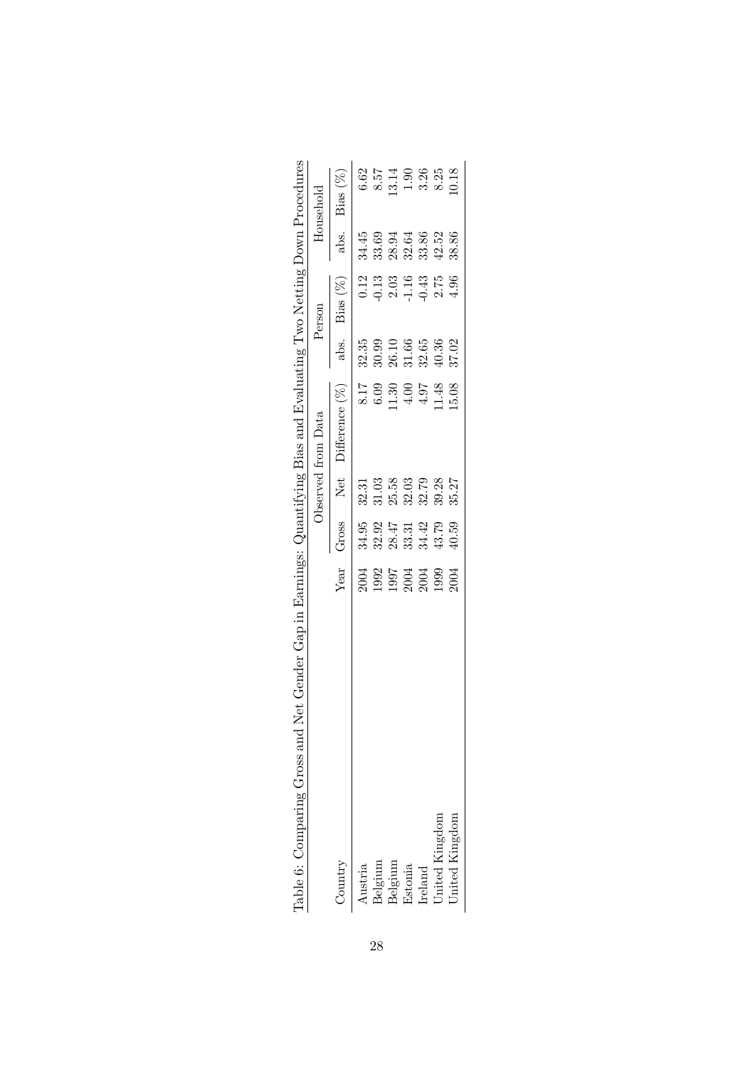Table 6: Comparing Gross and Net Gender Gap in Earnings: Quantifying Bias and Evaluating Two Netting Down Procedures

| | | Observed from Data | | | Person | | Household | |
|---|---|---|---|---|---|---|---|---|
| Country | Year | Gross | Net | Difference (%) | abs. | Bias (%) | abs. | Bias (%) |
| Austria | 2004 | 34.95 | 32.31 | 8.17 | 32.35 | 0.12 | 34.45 | 6.62 |
| Belgium | 1992 | 32.92 | 31.03 | 6.09 | 30.99 | -0.13 | 33.69 | 8.57 |
| Belgium | 1997 | 28.47 | 25.58 | 11.30 | 26.10 | 2.03 | 28.94 | 13.14 |
| Estonia | 2004 | 33.31 | 32.03 | 4.00 | 31.66 | -1.16 | 32.64 | 1.90 |
| Ireland | 2004 | 34.42 | 32.79 | 4.97 | 32.65 | -0.43 | 33.86 | 3.26 |
| United Kingdom | 1999 | 43.79 | 39.28 | 11.48 | 40.36 | 2.75 | 42.52 | 8.25 |
| United Kingdom | 2004 | 40.59 | 35.27 | 15.08 | 37.02 | 4.96 | 38.86 | 10.18 |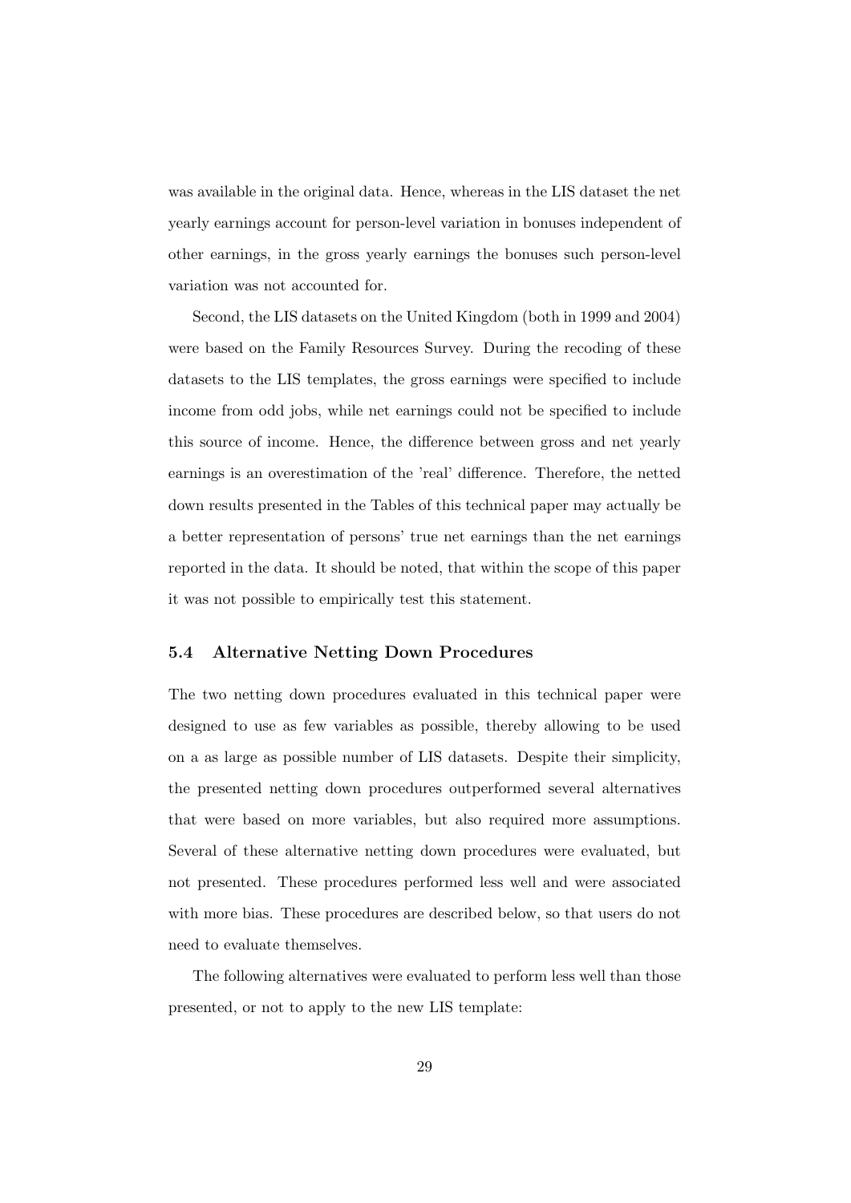was available in the original data. Hence, whereas in the LIS dataset the net yearly earnings account for person-level variation in bonuses independent of other earnings, in the gross yearly earnings the bonuses such person-level variation was not accounted for.

Second, the LIS datasets on the United Kingdom (both in 1999 and 2004) were based on the Family Resources Survey. During the recoding of these datasets to the LIS templates, the gross earnings were specified to include income from odd jobs, while net earnings could not be specified to include this source of income. Hence, the difference between gross and net yearly earnings is an overestimation of the 'real' difference. Therefore, the netted down results presented in the Tables of this technical paper may actually be a better representation of persons' true net earnings than the net earnings reported in the data. It should be noted, that within the scope of this paper it was not possible to empirically test this statement.

### 5.4 Alternative Netting Down Procedures

The two netting down procedures evaluated in this technical paper were designed to use as few variables as possible, thereby allowing to be used on a as large as possible number of LIS datasets. Despite their simplicity, the presented netting down procedures outperformed several alternatives that were based on more variables, but also required more assumptions. Several of these alternative netting down procedures were evaluated, but not presented. These procedures performed less well and were associated with more bias. These procedures are described below, so that users do not need to evaluate themselves.

The following alternatives were evaluated to perform less well than those presented, or not to apply to the new LIS template: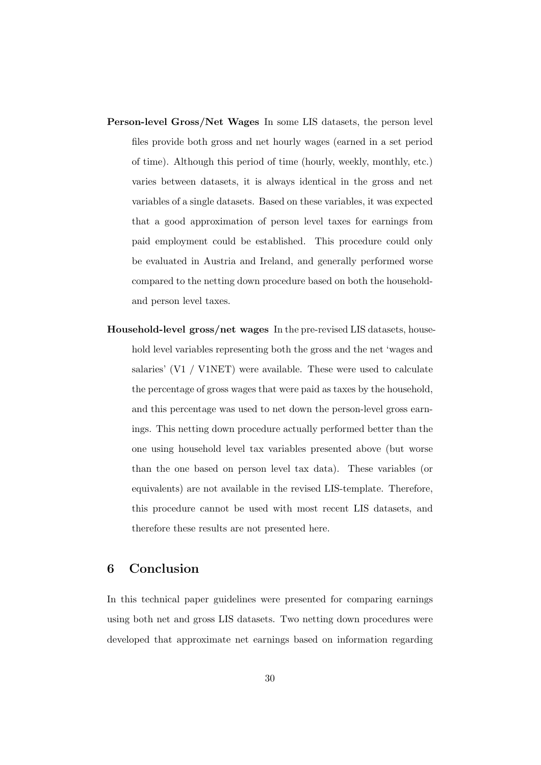**Person-level Gross/Net Wages** In some LIS datasets, the person level files provide both gross and net hourly wages (earned in a set period of time). Although this period of time (hourly, weekly, monthly, etc.) varies between datasets, it is always identical in the gross and net variables of a single datasets. Based on these variables, it was expected that a good approximation of person level taxes for earnings from paid employment could be established. This procedure could only be evaluated in Austria and Ireland, and generally performed worse compared to the netting down procedure based on both the household- and person level taxes.

**Household-level gross/net wages** In the pre-revised LIS datasets, household level variables representing both the gross and the net 'wages and salaries' (V1 / V1NET) were available. These were used to calculate the percentage of gross wages that were paid as taxes by the household, and this percentage was used to net down the person-level gross earnings. This netting down procedure actually performed better than the one using household level tax variables presented above (but worse than the one based on person level tax data). These variables (or equivalents) are not available in the revised LIS-template. Therefore, this procedure cannot be used with most recent LIS datasets, and therefore these results are not presented here.

## 6 Conclusion

In this technical paper guidelines were presented for comparing earnings using both net and gross LIS datasets. Two netting down procedures were developed that approximate net earnings based on information regarding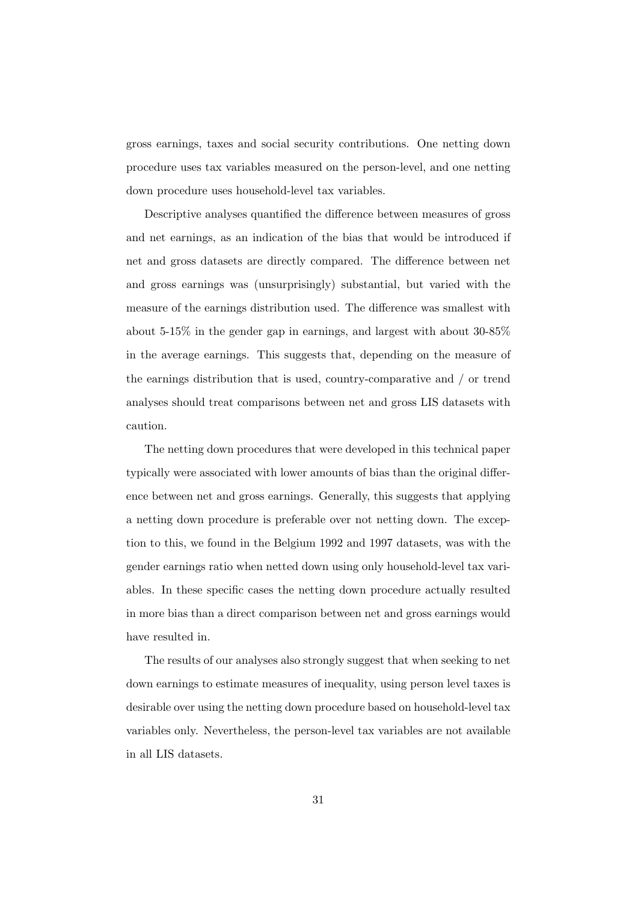gross earnings, taxes and social security contributions. One netting down procedure uses tax variables measured on the person-level, and one netting down procedure uses household-level tax variables.

Descriptive analyses quantified the difference between measures of gross and net earnings, as an indication of the bias that would be introduced if net and gross datasets are directly compared. The difference between net and gross earnings was (unsurprisingly) substantial, but varied with the measure of the earnings distribution used. The difference was smallest with about 5-15% in the gender gap in earnings, and largest with about 30-85% in the average earnings. This suggests that, depending on the measure of the earnings distribution that is used, country-comparative and / or trend analyses should treat comparisons between net and gross LIS datasets with caution.

The netting down procedures that were developed in this technical paper typically were associated with lower amounts of bias than the original difference between net and gross earnings. Generally, this suggests that applying a netting down procedure is preferable over not netting down. The exception to this, we found in the Belgium 1992 and 1997 datasets, was with the gender earnings ratio when netted down using only household-level tax variables. In these specific cases the netting down procedure actually resulted in more bias than a direct comparison between net and gross earnings would have resulted in.

The results of our analyses also strongly suggest that when seeking to net down earnings to estimate measures of inequality, using person level taxes is desirable over using the netting down procedure based on household-level tax variables only. Nevertheless, the person-level tax variables are not available in all LIS datasets.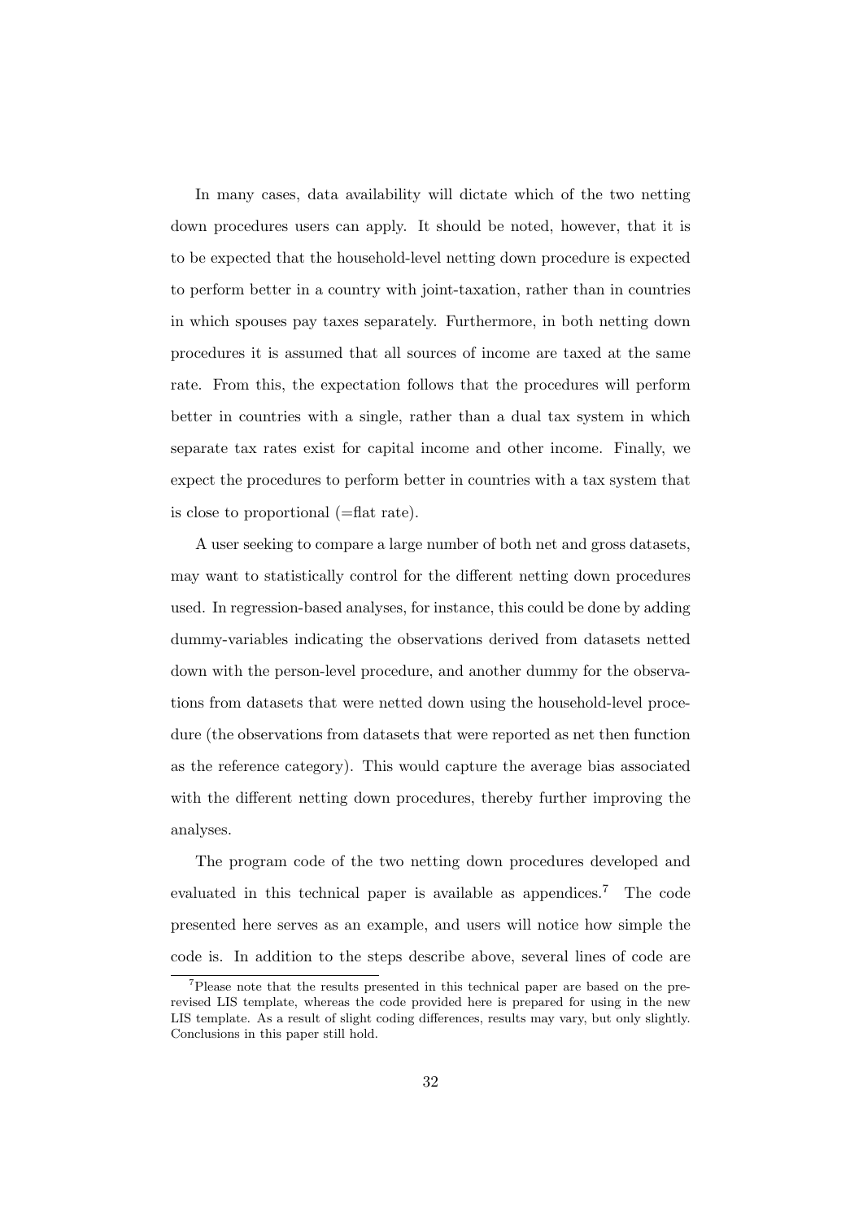In many cases, data availability will dictate which of the two netting down procedures users can apply. It should be noted, however, that it is to be expected that the household-level netting down procedure is expected to perform better in a country with joint-taxation, rather than in countries in which spouses pay taxes separately. Furthermore, in both netting down procedures it is assumed that all sources of income are taxed at the same rate. From this, the expectation follows that the procedures will perform better in countries with a single, rather than a dual tax system in which separate tax rates exist for capital income and other income. Finally, we expect the procedures to perform better in countries with a tax system that is close to proportional (=flat rate).

A user seeking to compare a large number of both net and gross datasets, may want to statistically control for the different netting down procedures used. In regression-based analyses, for instance, this could be done by adding dummy-variables indicating the observations derived from datasets netted down with the person-level procedure, and another dummy for the observations from datasets that were netted down using the household-level procedure (the observations from datasets that were reported as net then function as the reference category). This would capture the average bias associated with the different netting down procedures, thereby further improving the analyses.

The program code of the two netting down procedures developed and evaluated in this technical paper is available as appendices.[7] The code presented here serves as an example, and users will notice how simple the code is. In addition to the steps describe above, several lines of code are

[7]Please note that the results presented in this technical paper are based on the pre-revised LIS template, whereas the code provided here is prepared for using in the new LIS template. As a result of slight coding differences, results may vary, but only slightly. Conclusions in this paper still hold.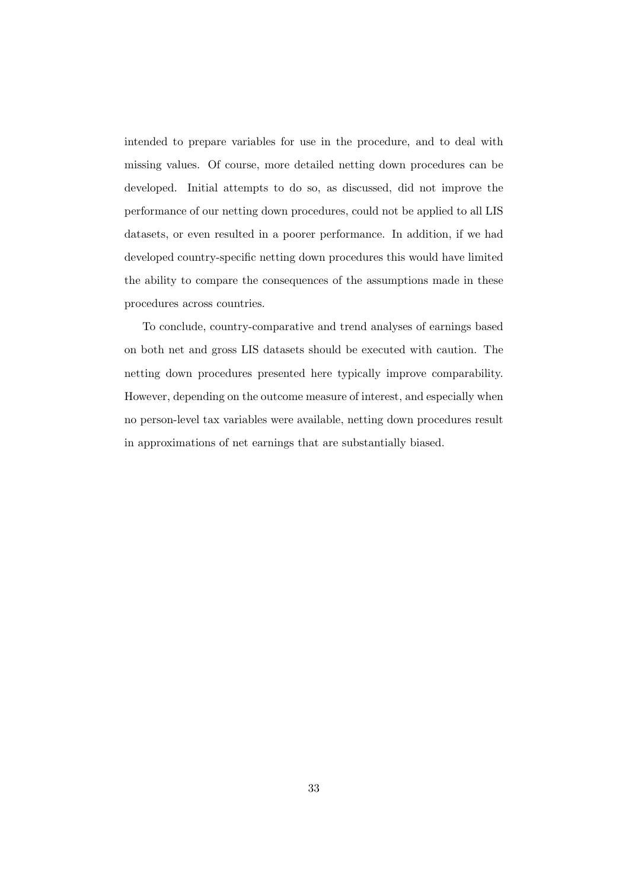intended to prepare variables for use in the procedure, and to deal with missing values. Of course, more detailed netting down procedures can be developed. Initial attempts to do so, as discussed, did not improve the performance of our netting down procedures, could not be applied to all LIS datasets, or even resulted in a poorer performance. In addition, if we had developed country-specific netting down procedures this would have limited the ability to compare the consequences of the assumptions made in these procedures across countries.

To conclude, country-comparative and trend analyses of earnings based on both net and gross LIS datasets should be executed with caution. The netting down procedures presented here typically improve comparability. However, depending on the outcome measure of interest, and especially when no person-level tax variables were available, netting down procedures result in approximations of net earnings that are substantially biased.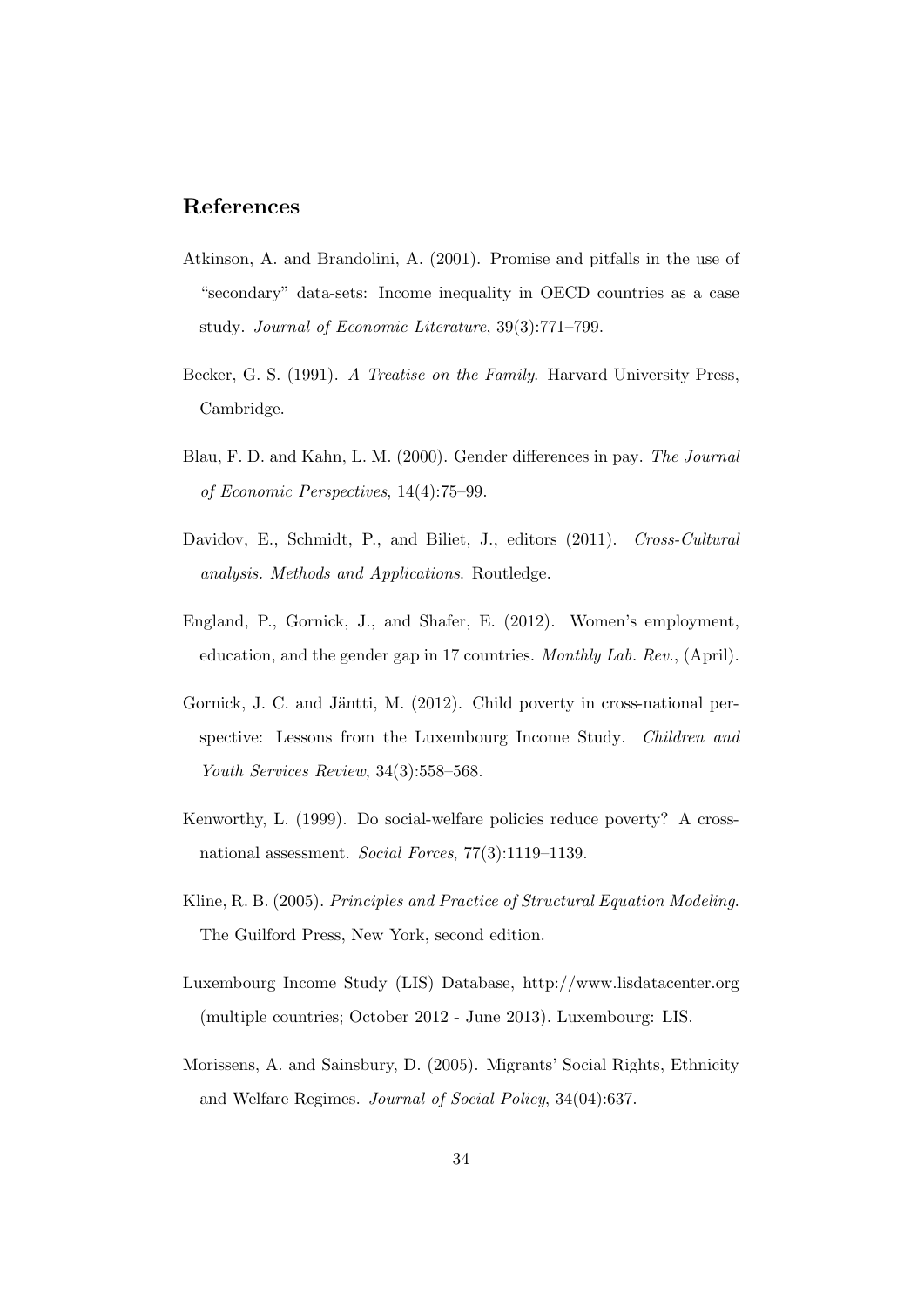## References

Atkinson, A. and Brandolini, A. (2001). Promise and pitfalls in the use of "secondary" data-sets: Income inequality in OECD countries as a case study. *Journal of Economic Literature*, 39(3):771–799.

Becker, G. S. (1991). *A Treatise on the Family*. Harvard University Press, Cambridge.

Blau, F. D. and Kahn, L. M. (2000). Gender differences in pay. *The Journal of Economic Perspectives*, 14(4):75–99.

Davidov, E., Schmidt, P., and Biliet, J., editors (2011). *Cross-Cultural analysis. Methods and Applications*. Routledge.

England, P., Gornick, J., and Shafer, E. (2012). Women's employment, education, and the gender gap in 17 countries. *Monthly Lab. Rev.*, (April).

Gornick, J. C. and Jäntti, M. (2012). Child poverty in cross-national perspective: Lessons from the Luxembourg Income Study. *Children and Youth Services Review*, 34(3):558–568.

Kenworthy, L. (1999). Do social-welfare policies reduce poverty? A cross-national assessment. *Social Forces*, 77(3):1119–1139.

Kline, R. B. (2005). *Principles and Practice of Structural Equation Modeling*. The Guilford Press, New York, second edition.

Luxembourg Income Study (LIS) Database, http://www.lisdatacenter.org (multiple countries; October 2012 - June 2013). Luxembourg: LIS.

Morissens, A. and Sainsbury, D. (2005). Migrants' Social Rights, Ethnicity and Welfare Regimes. *Journal of Social Policy*, 34(04):637.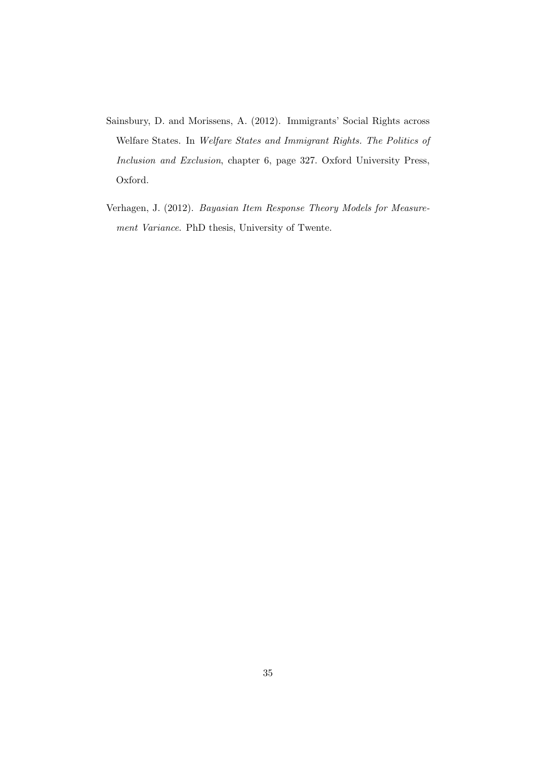Sainsbury, D. and Morissens, A. (2012). Immigrants' Social Rights across Welfare States. In *Welfare States and Immigrant Rights. The Politics of Inclusion and Exclusion*, chapter 6, page 327. Oxford University Press, Oxford.

Verhagen, J. (2012). *Bayasian Item Response Theory Models for Measurement Variance*. PhD thesis, University of Twente.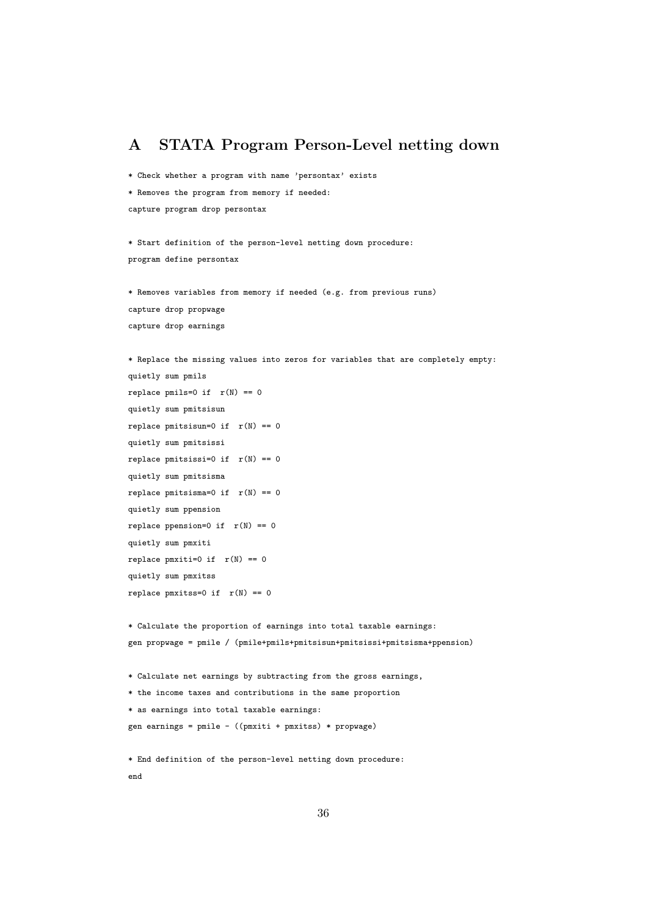# A STATA Program Person-Level netting down

```
* Check whether a program with name 'persontax' exists
* Removes the program from memory if needed:
capture program drop persontax

* Start definition of the person-level netting down procedure:
program define persontax

* Removes variables from memory if needed (e.g. from previous runs)
capture drop propwage
capture drop earnings

* Replace the missing values into zeros for variables that are completely empty:
quietly sum pmils
replace pmils=0 if  r(N) == 0
quietly sum pmitsisun
replace pmitsisun=0 if  r(N) == 0
quietly sum pmitsissi
replace pmitsissi=0 if  r(N) == 0
quietly sum pmitsisma
replace pmitsisma=0 if  r(N) == 0
quietly sum ppension
replace ppension=0 if  r(N) == 0
quietly sum pmxiti
replace pmxiti=0 if  r(N) == 0
quietly sum pmxitss
replace pmxitss=0 if  r(N) == 0

* Calculate the proportion of earnings into total taxable earnings:
gen propwage = pmile / (pmile+pmils+pmitsisun+pmitsissi+pmitsisma+ppension)

* Calculate net earnings by subtracting from the gross earnings,
* the income taxes and contributions in the same proportion
* as earnings into total taxable earnings:
gen earnings = pmile - ((pmxiti + pmxitss) * propwage)

* End definition of the person-level netting down procedure:
end
```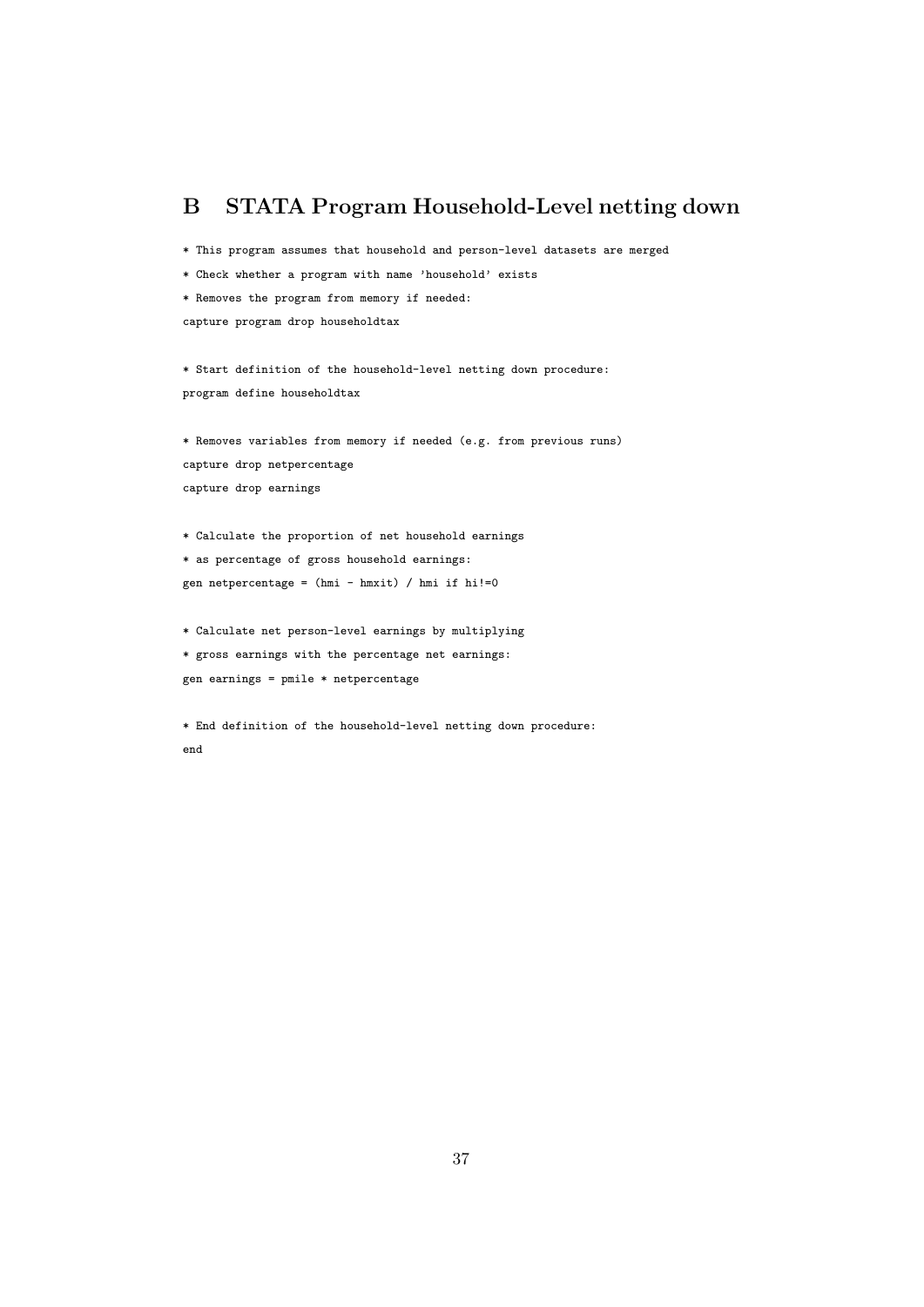# B STATA Program Household-Level netting down

```
* This program assumes that household and person-level datasets are merged
* Check whether a program with name 'household' exists
* Removes the program from memory if needed:
capture program drop householdtax

* Start definition of the household-level netting down procedure:
program define householdtax

* Removes variables from memory if needed (e.g. from previous runs)
capture drop netpercentage
capture drop earnings

* Calculate the proportion of net household earnings
* as percentage of gross household earnings:
gen netpercentage = (hmi - hmxit) / hmi if hi!=0

* Calculate net person-level earnings by multiplying
* gross earnings with the percentage net earnings:
gen earnings = pmile * netpercentage

* End definition of the household-level netting down procedure:
end
```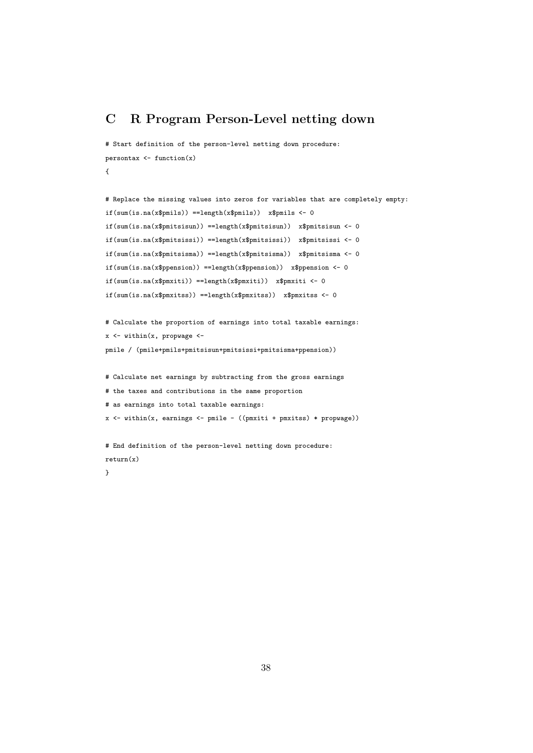# C R Program Person-Level netting down

```
# Start definition of the person-level netting down procedure:
persontax <- function(x)
{

# Replace the missing values into zeros for variables that are completely empty:
if(sum(is.na(x$pmils)) ==length(x$pmils))  x$pmils <- 0
if(sum(is.na(x$pmitsisun)) ==length(x$pmitsisun))  x$pmitsisun <- 0
if(sum(is.na(x$pmitsissi)) ==length(x$pmitsissi))  x$pmitsissi <- 0
if(sum(is.na(x$pmitsisma)) ==length(x$pmitsisma))  x$pmitsisma <- 0
if(sum(is.na(x$ppension)) ==length(x$ppension))  x$ppension <- 0
if(sum(is.na(x$pmxiti)) ==length(x$pmxiti))  x$pmxiti <- 0
if(sum(is.na(x$pmxitss)) ==length(x$pmxitss))  x$pmxitss <- 0

# Calculate the proportion of earnings into total taxable earnings:
x <- within(x, propwage <-
pmile / (pmile+pmils+pmitsisun+pmitsissi+pmitsisma+ppension))

# Calculate net earnings by subtracting from the gross earnings
# the taxes and contributions in the same proportion
# as earnings into total taxable earnings:
x <- within(x, earnings <- pmile - ((pmxiti + pmxitss) * propwage))

# End definition of the person-level netting down procedure:
return(x)
}
```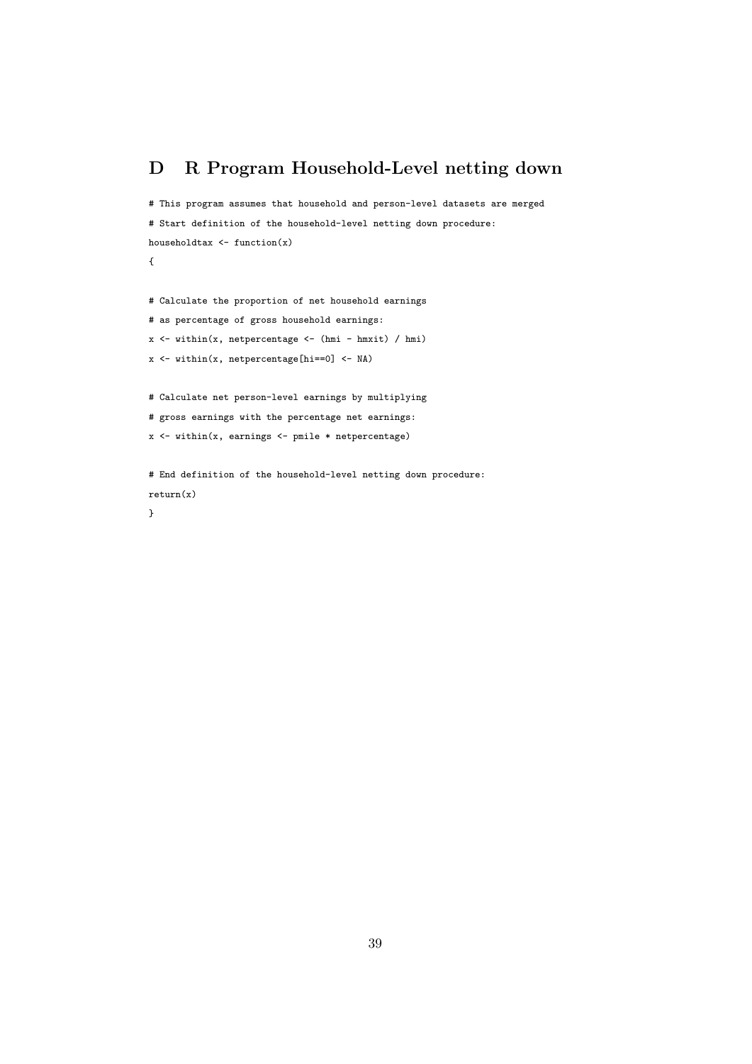# D R Program Household-Level netting down

```
# This program assumes that household and person-level datasets are merged
# Start definition of the household-level netting down procedure:
householdtax <- function(x)
{

# Calculate the proportion of net household earnings
# as percentage of gross household earnings:
x <- within(x, netpercentage <- (hmi - hmxit) / hmi)
x <- within(x, netpercentage[hi==0] <- NA)

# Calculate net person-level earnings by multiplying
# gross earnings with the percentage net earnings:
x <- within(x, earnings <- pmile * netpercentage)

# End definition of the household-level netting down procedure:
return(x)
}
```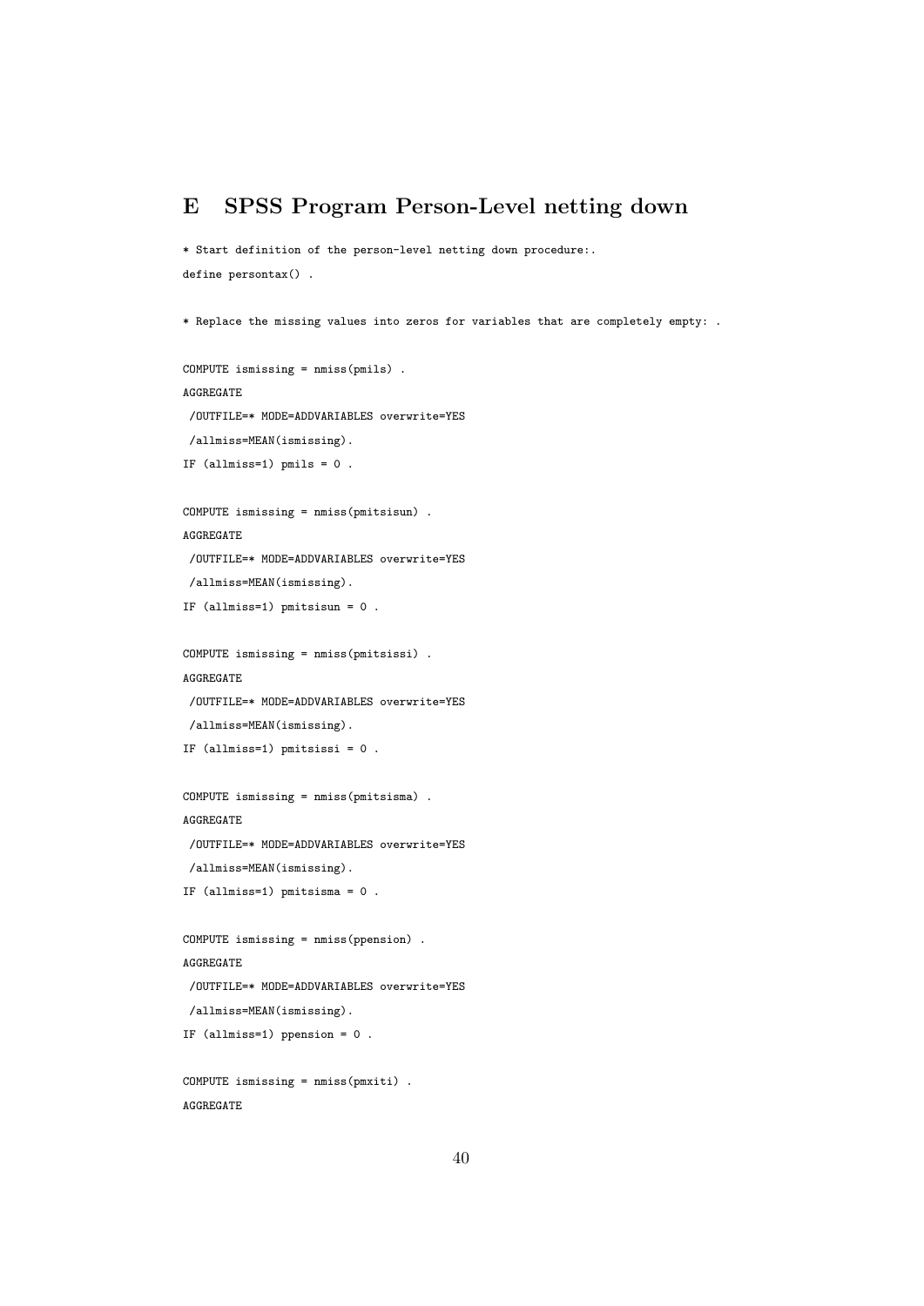# E SPSS Program Person-Level netting down

```
* Start definition of the person-level netting down procedure:.
define persontax() .

* Replace the missing values into zeros for variables that are completely empty: .

COMPUTE ismissing = nmiss(pmils) .
AGGREGATE
 /OUTFILE=* MODE=ADDVARIABLES overwrite=YES
 /allmiss=MEAN(ismissing).
IF (allmiss=1) pmils = 0 .

COMPUTE ismissing = nmiss(pmitsisun) .
AGGREGATE
 /OUTFILE=* MODE=ADDVARIABLES overwrite=YES
 /allmiss=MEAN(ismissing).
IF (allmiss=1) pmitsisun = 0 .

COMPUTE ismissing = nmiss(pmitsissi) .
AGGREGATE
 /OUTFILE=* MODE=ADDVARIABLES overwrite=YES
 /allmiss=MEAN(ismissing).
IF (allmiss=1) pmitsissi = 0 .

COMPUTE ismissing = nmiss(pmitsisma) .
AGGREGATE
 /OUTFILE=* MODE=ADDVARIABLES overwrite=YES
 /allmiss=MEAN(ismissing).
IF (allmiss=1) pmitsisma = 0 .

COMPUTE ismissing = nmiss(ppension) .
AGGREGATE
 /OUTFILE=* MODE=ADDVARIABLES overwrite=YES
 /allmiss=MEAN(ismissing).
IF (allmiss=1) ppension = 0 .

COMPUTE ismissing = nmiss(pmxiti) .
AGGREGATE
```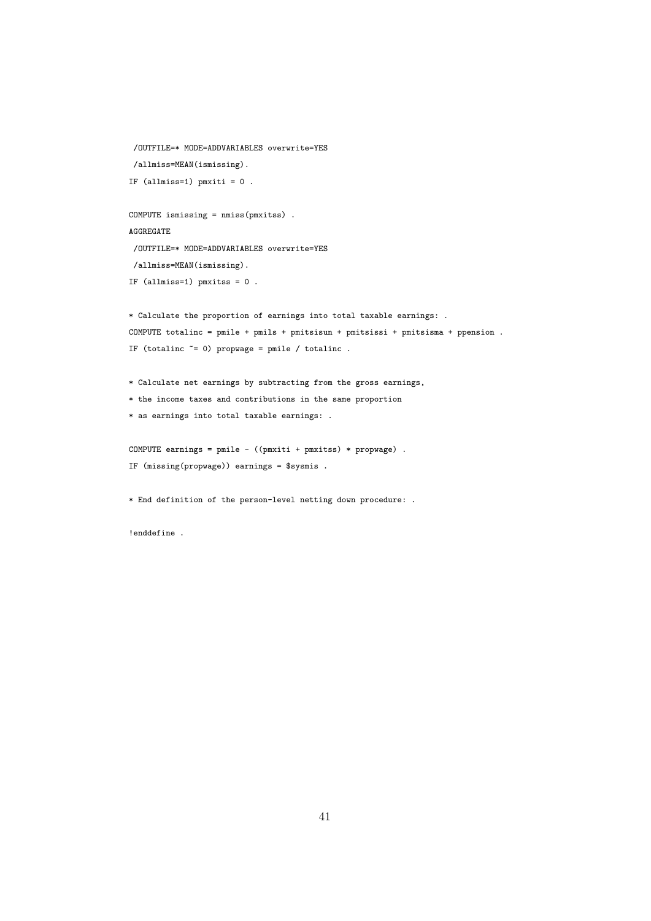```
 /OUTFILE=* MODE=ADDVARIABLES overwrite=YES
 /allmiss=MEAN(ismissing).
IF (allmiss=1) pmxiti = 0 .

COMPUTE ismissing = nmiss(pmxitss) .
AGGREGATE
 /OUTFILE=* MODE=ADDVARIABLES overwrite=YES
 /allmiss=MEAN(ismissing).
IF (allmiss=1) pmxitss = 0 .

* Calculate the proportion of earnings into total taxable earnings: .
COMPUTE totalinc = pmile + pmils + pmitsisun + pmitsissi + pmitsisma + ppension .
IF (totalinc ~= 0) propwage = pmile / totalinc .

* Calculate net earnings by subtracting from the gross earnings,
* the income taxes and contributions in the same proportion
* as earnings into total taxable earnings: .

COMPUTE earnings = pmile - ((pmxiti + pmxitss) * propwage) .
IF (missing(propwage)) earnings = $sysmis .

* End definition of the person-level netting down procedure: .

!enddefine .
```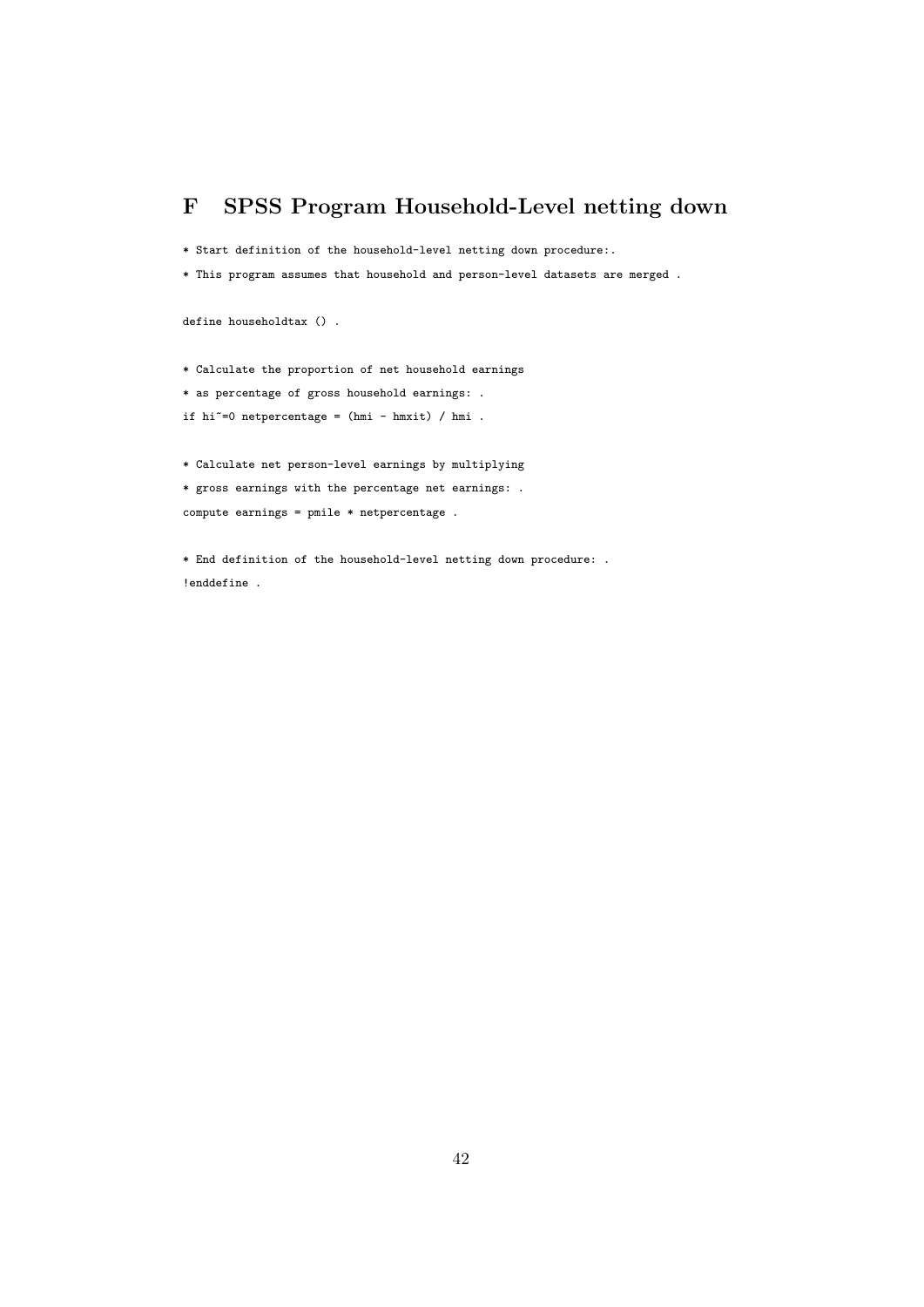## F SPSS Program Household-Level netting down

```
* Start definition of the household-level netting down procedure:.
* This program assumes that household and person-level datasets are merged .

define householdtax () .

* Calculate the proportion of net household earnings
* as percentage of gross household earnings: .
if hi~=0 netpercentage = (hmi - hmxit) / hmi .

* Calculate net person-level earnings by multiplying
* gross earnings with the percentage net earnings: .
compute earnings = pmile * netpercentage .

* End definition of the household-level netting down procedure: .
!enddefine .
```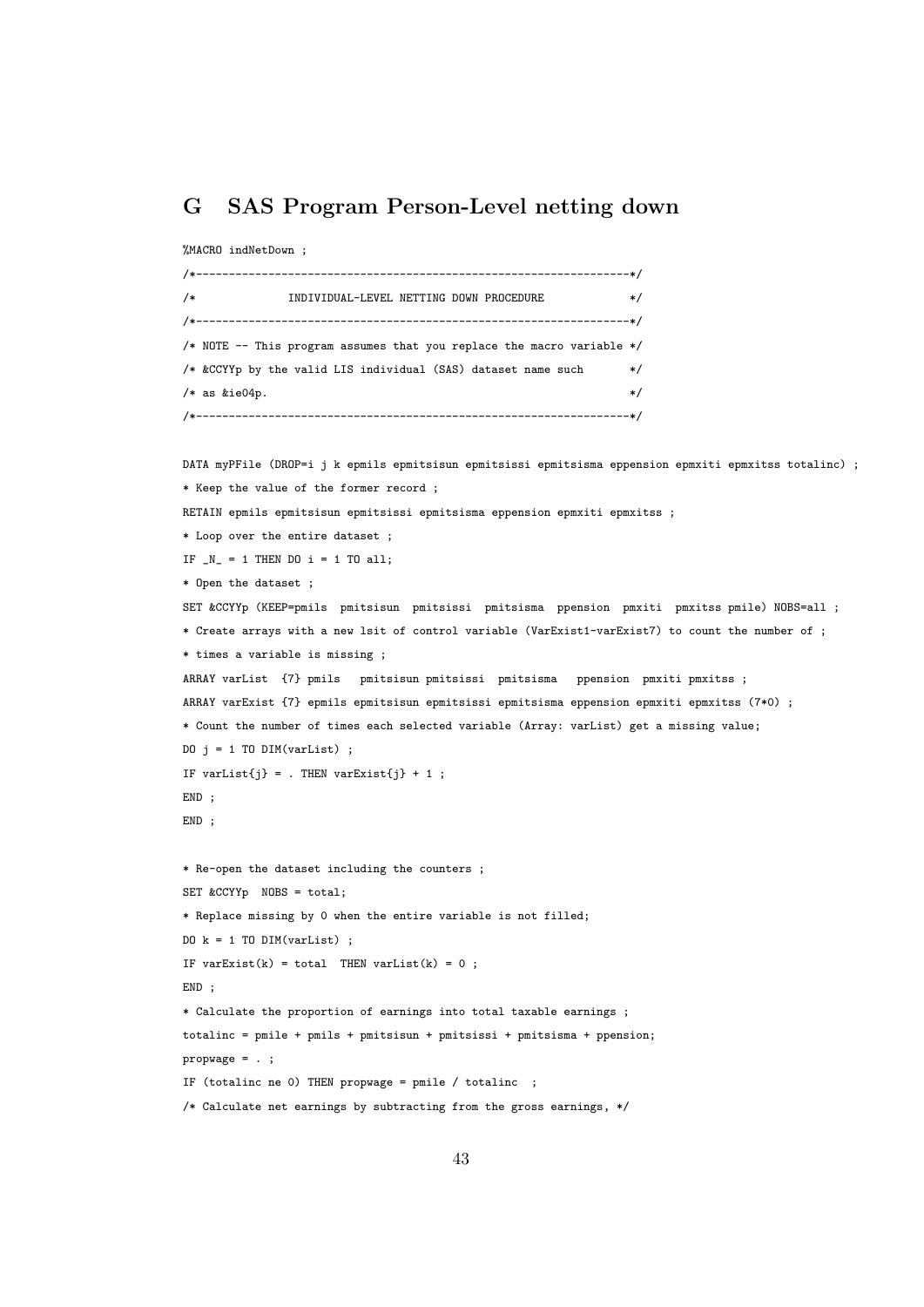## G SAS Program Person-Level netting down

```
%MACRO indNetDown ;
/*-----------------------------------------------------------------*/
/*              INDIVIDUAL-LEVEL NETTING DOWN PROCEDURE             */
/*-----------------------------------------------------------------*/
/* NOTE -- This program assumes that you replace the macro variable */
/* &CCYYp by the valid LIS individual (SAS) dataset name such       */
/* as &ie04p.                                                        */
/*-----------------------------------------------------------------*/

DATA myPFile (DROP=i j k epmils epmitsisun epmitsissi epmitsisma eppension epmxiti epmxitss totalinc) ;
* Keep the value of the former record ;
RETAIN epmils epmitsisun epmitsissi epmitsisma eppension epmxiti epmxitss ;
* Loop over the entire dataset ;
IF _N_ = 1 THEN DO i = 1 TO all;
* Open the dataset ;
SET &CCYYp (KEEP=pmils  pmitsisun  pmitsissi  pmitsisma  ppension  pmxiti  pmxitss pmile) NOBS=all ;
* Create arrays with a new lsit of control variable (VarExist1-varExist7) to count the number of ;
* times a variable is missing ;
ARRAY varList  {7} pmils   pmitsisun pmitsissi  pmitsisma   ppension  pmxiti pmxitss ;
ARRAY varExist {7} epmils epmitsisun epmitsissi epmitsisma eppension epmxiti epmxitss (7*0) ;
* Count the number of times each selected variable (Array: varList) get a missing value;
DO j = 1 TO DIM(varList) ;
IF varList{j} = . THEN varExist{j} + 1 ;
END ;
END ;

* Re-open the dataset including the counters ;
SET &CCYYp  NOBS = total;
* Replace missing by 0 when the entire variable is not filled;
DO k = 1 TO DIM(varList) ;
IF varExist(k) = total  THEN varList(k) = 0 ;
END ;
* Calculate the proportion of earnings into total taxable earnings ;
totalinc = pmile + pmils + pmitsisun + pmitsissi + pmitsisma + ppension;
propwage = . ;
IF (totalinc ne 0) THEN propwage = pmile / totalinc  ;
/* Calculate net earnings by subtracting from the gross earnings, */
```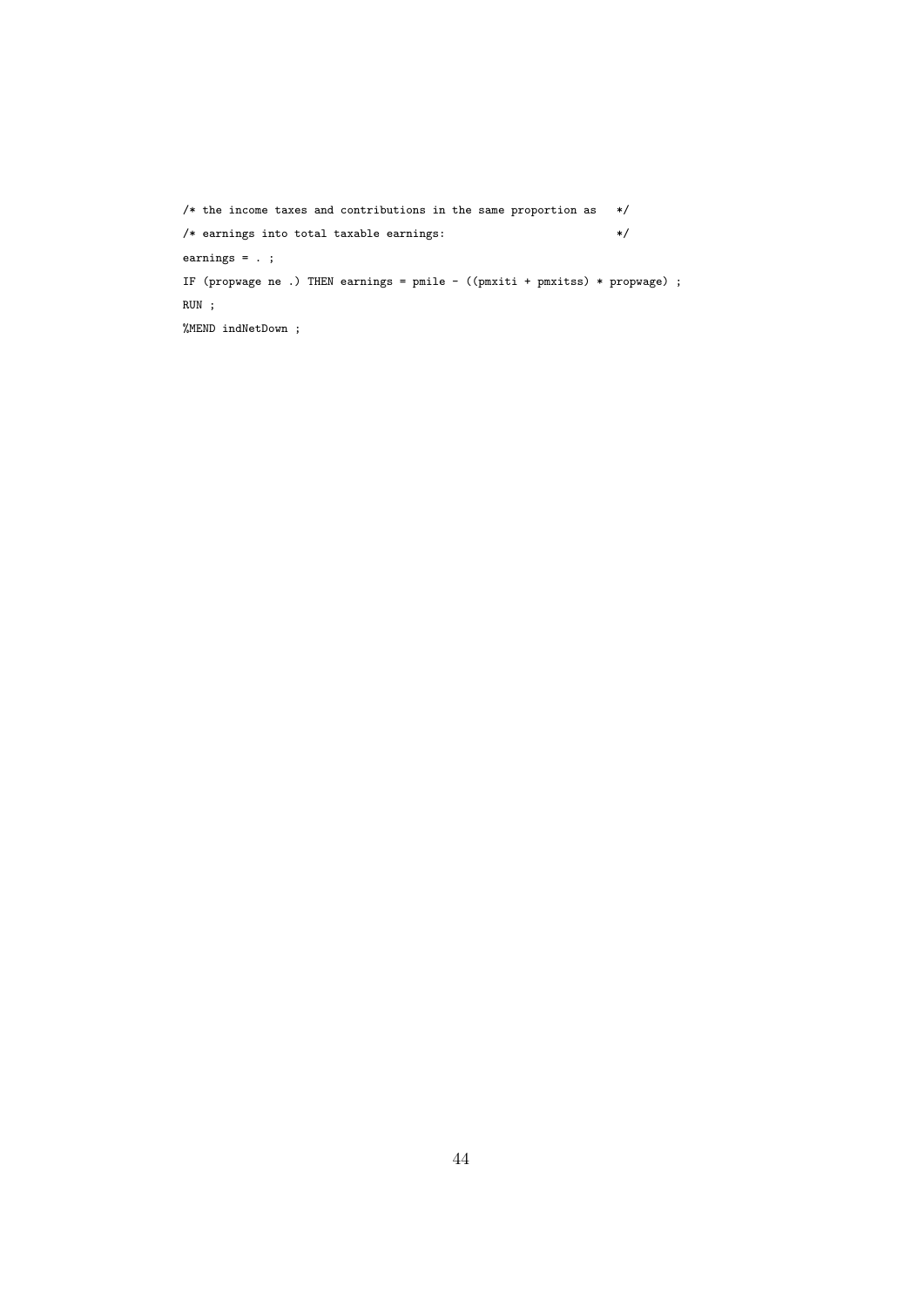```
/* the income taxes and contributions in the same proportion as   */
/* earnings into total taxable earnings:                          */
earnings = . ;
IF (propwage ne .) THEN earnings = pmile - ((pmxiti + pmxitss) * propwage) ;
RUN ;
%MEND indNetDown ;
```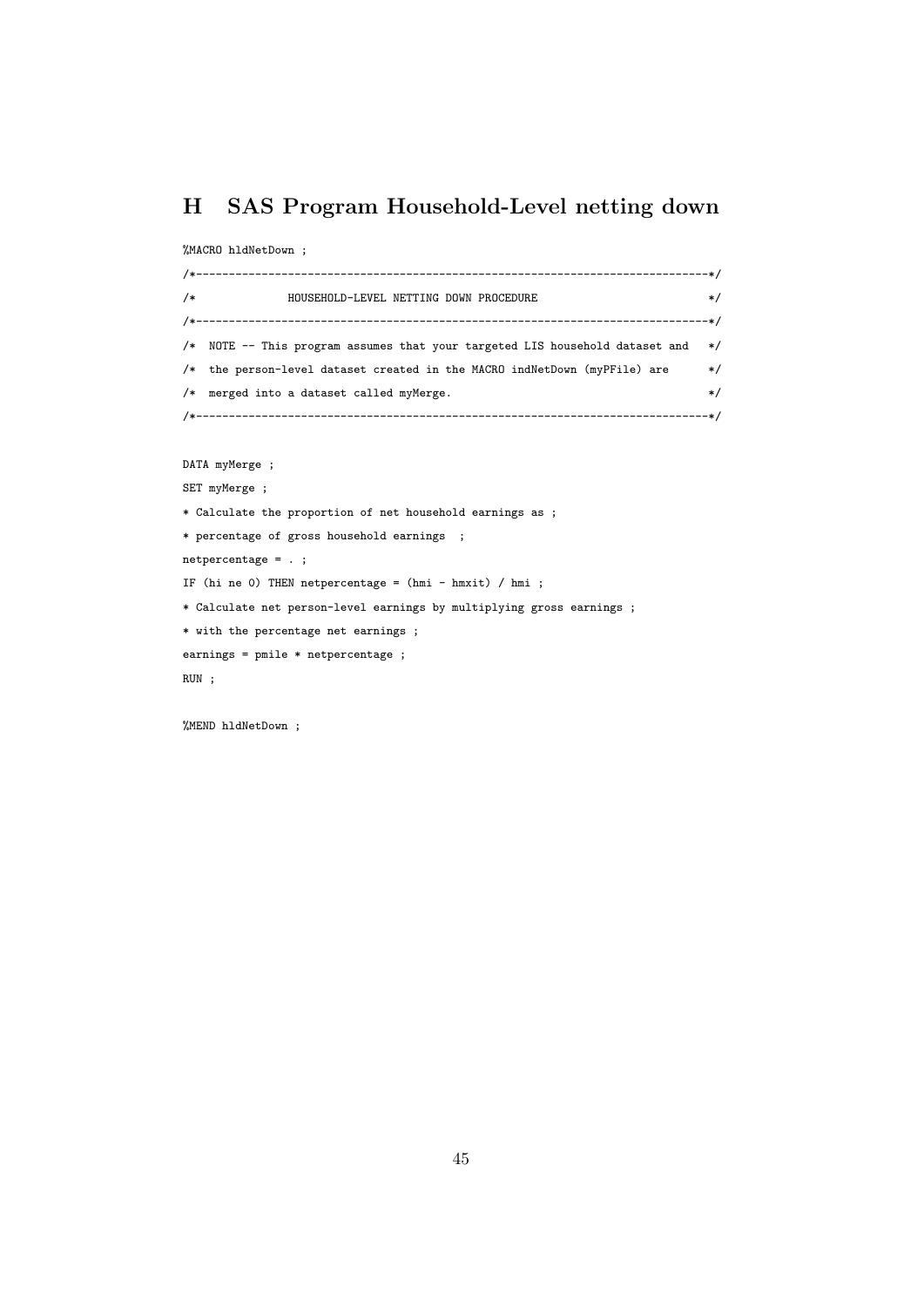# H SAS Program Household-Level netting down

```
%MACRO hldNetDown ;

/*----------------------------------------------------------------------------*/
/*              HOUSEHOLD-LEVEL NETTING DOWN PROCEDURE                        */
/*----------------------------------------------------------------------------*/
/*  NOTE -- This program assumes that your targeted LIS household dataset and  */
/*  the person-level dataset created in the MACRO indNetDown (myPFile) are     */
/*  merged into a dataset called myMerge.                                     */
/*----------------------------------------------------------------------------*/

DATA myMerge ;
SET myMerge ;
* Calculate the proportion of net household earnings as ;
* percentage of gross household earnings  ;
netpercentage = . ;
IF (hi ne 0) THEN netpercentage = (hmi - hmxit) / hmi ;
* Calculate net person-level earnings by multiplying gross earnings ;
* with the percentage net earnings ;
earnings = pmile * netpercentage ;
RUN ;

%MEND hldNetDown ;
```